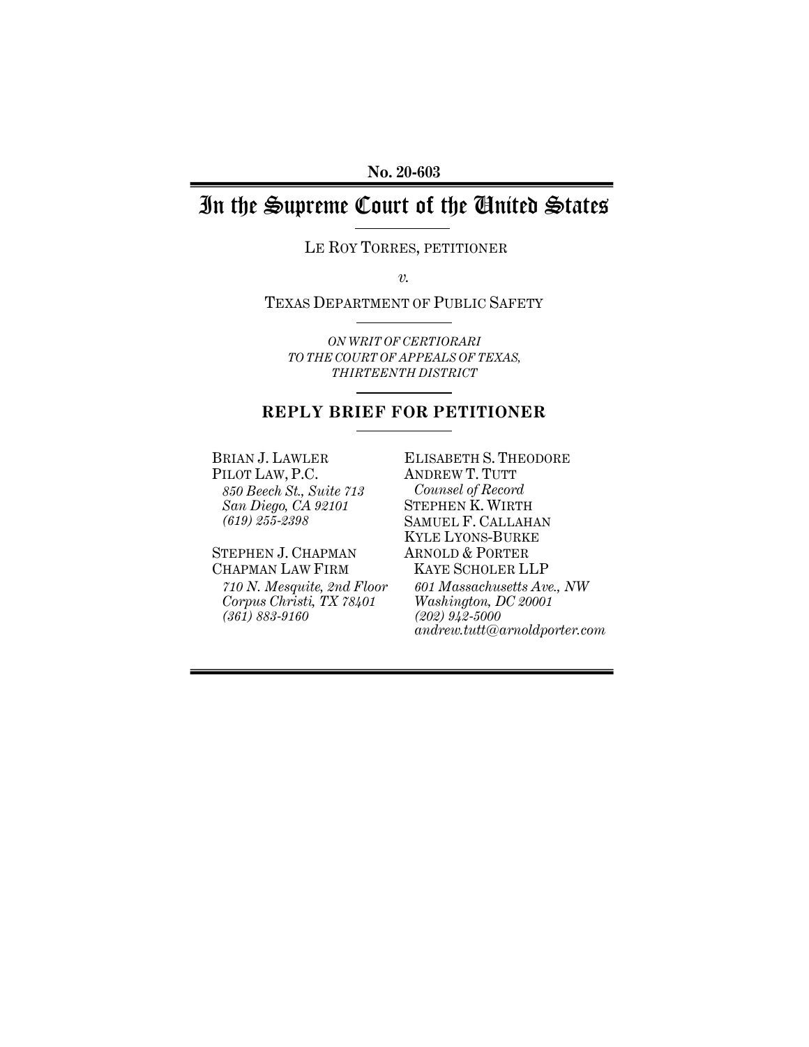**No. 20-603**

# In the Supreme Court of the United States

LE ROY TORRES, PETITIONER

*v.*

TEXAS DEPARTMENT OF PUBLIC SAFETY

*ON WRIT OF CERTIORARI*
*TO THE COURT OF APPEALS OF TEXAS,*
*THIRTEENTH DISTRICT*

## REPLY BRIEF FOR PETITIONER

BRIAN J. LAWLER
PILOT LAW, P.C.
*850 Beech St., Suite 713*
*San Diego, CA 92101*
*(619) 255-2398*

STEPHEN J. CHAPMAN
CHAPMAN LAW FIRM
*710 N. Mesquite, 2nd Floor*
*Corpus Christi, TX 78401*
*(361) 883-9160*

ELISABETH S. THEODORE
ANDREW T. TUTT
*Counsel of Record*
STEPHEN K. WIRTH
SAMUEL F. CALLAHAN
KYLE LYONS-BURKE
ARNOLD & PORTER
KAYE SCHOLER LLP
*601 Massachusetts Ave., NW*
*Washington, DC 20001*
*(202) 942-5000*
*andrew.tutt@arnoldporter.com*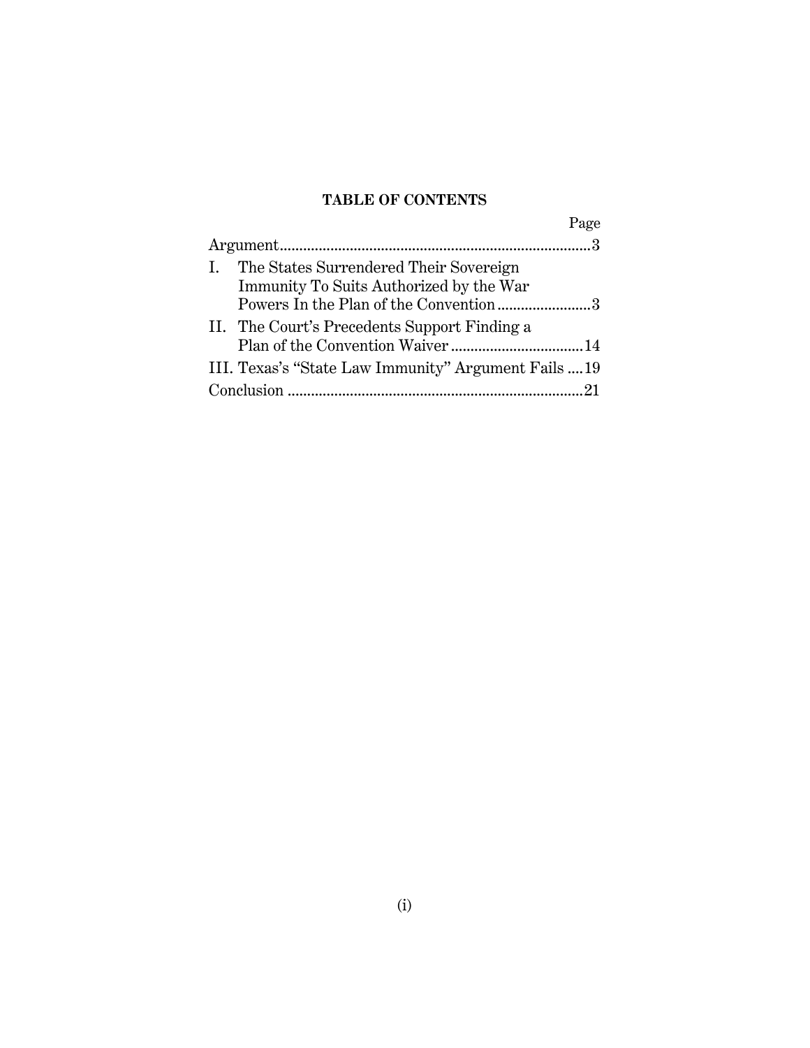**TABLE OF CONTENTS**

| | Page |
|---|---|
| Argument | 3 |
| I. The States Surrendered Their Sovereign Immunity To Suits Authorized by the War Powers In the Plan of the Convention | 3 |
| II. The Court's Precedents Support Finding a Plan of the Convention Waiver | 14 |
| III. Texas's "State Law Immunity" Argument Fails | 19 |
| Conclusion | 21 |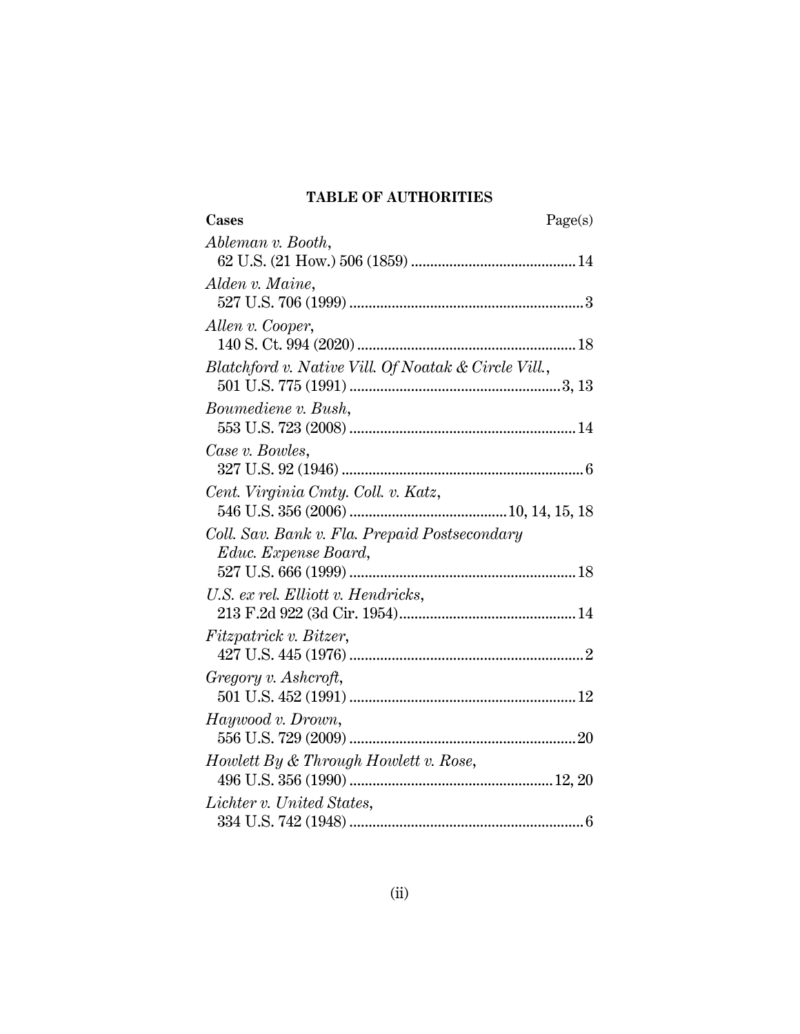## TABLE OF AUTHORITIES

| Cases | Page(s) |
|---|---|
| *Ableman v. Booth*, 62 U.S. (21 How.) 506 (1859) | 14 |
| *Alden v. Maine*, 527 U.S. 706 (1999) | 3 |
| *Allen v. Cooper*, 140 S. Ct. 994 (2020) | 18 |
| *Blatchford v. Native Vill. Of Noatak & Circle Vill.*, 501 U.S. 775 (1991) | 3, 13 |
| *Boumediene v. Bush*, 553 U.S. 723 (2008) | 14 |
| *Case v. Bowles*, 327 U.S. 92 (1946) | 6 |
| *Cent. Virginia Cmty. Coll. v. Katz*, 546 U.S. 356 (2006) | 10, 14, 15, 18 |
| *Coll. Sav. Bank v. Fla. Prepaid Postsecondary Educ. Expense Board*, 527 U.S. 666 (1999) | 18 |
| *U.S. ex rel. Elliott v. Hendricks*, 213 F.2d 922 (3d Cir. 1954) | 14 |
| *Fitzpatrick v. Bitzer*, 427 U.S. 445 (1976) | 2 |
| *Gregory v. Ashcroft*, 501 U.S. 452 (1991) | 12 |
| *Haywood v. Drown*, 556 U.S. 729 (2009) | 20 |
| *Howlett By & Through Howlett v. Rose*, 496 U.S. 356 (1990) | 12, 20 |
| *Lichter v. United States*, 334 U.S. 742 (1948) | 6 |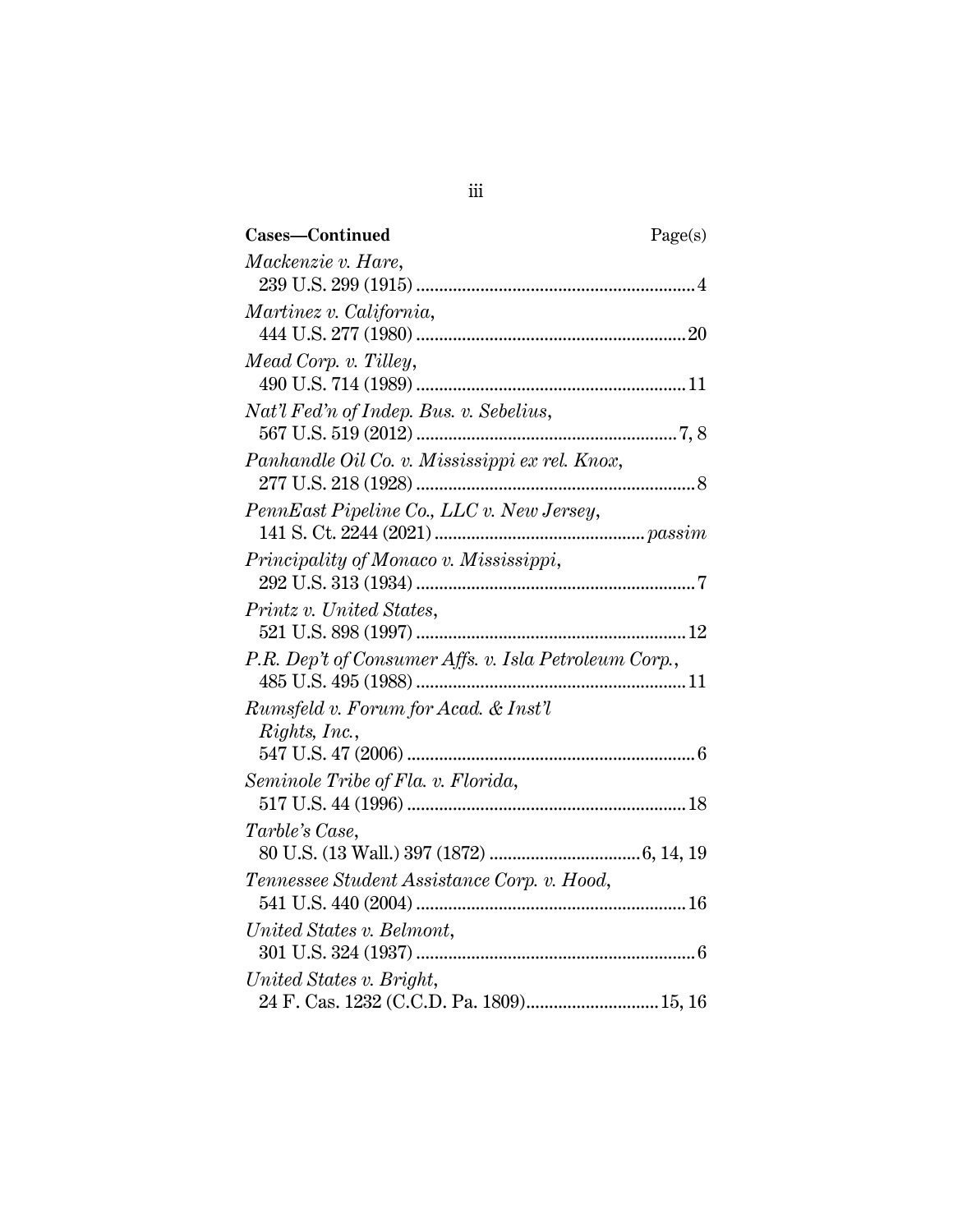| Cases—Continued | Page(s) |
|---|---|
| *Mackenzie v. Hare*, 239 U.S. 299 (1915) | 4 |
| *Martinez v. California*, 444 U.S. 277 (1980) | 20 |
| *Mead Corp. v. Tilley*, 490 U.S. 714 (1989) | 11 |
| *Nat'l Fed'n of Indep. Bus. v. Sebelius*, 567 U.S. 519 (2012) | 7, 8 |
| *Panhandle Oil Co. v. Mississippi ex rel. Knox*, 277 U.S. 218 (1928) | 8 |
| *PennEast Pipeline Co., LLC v. New Jersey*, 141 S. Ct. 2244 (2021) | *passim* |
| *Principality of Monaco v. Mississippi*, 292 U.S. 313 (1934) | 7 |
| *Printz v. United States*, 521 U.S. 898 (1997) | 12 |
| *P.R. Dep't of Consumer Affs. v. Isla Petroleum Corp.*, 485 U.S. 495 (1988) | 11 |
| *Rumsfeld v. Forum for Acad. & Inst'l Rights, Inc.*, 547 U.S. 47 (2006) | 6 |
| *Seminole Tribe of Fla. v. Florida*, 517 U.S. 44 (1996) | 18 |
| *Tarble's Case*, 80 U.S. (13 Wall.) 397 (1872) | 6, 14, 19 |
| *Tennessee Student Assistance Corp. v. Hood*, 541 U.S. 440 (2004) | 16 |
| *United States v. Belmont*, 301 U.S. 324 (1937) | 6 |
| *United States v. Bright*, 24 F. Cas. 1232 (C.C.D. Pa. 1809) | 15, 16 |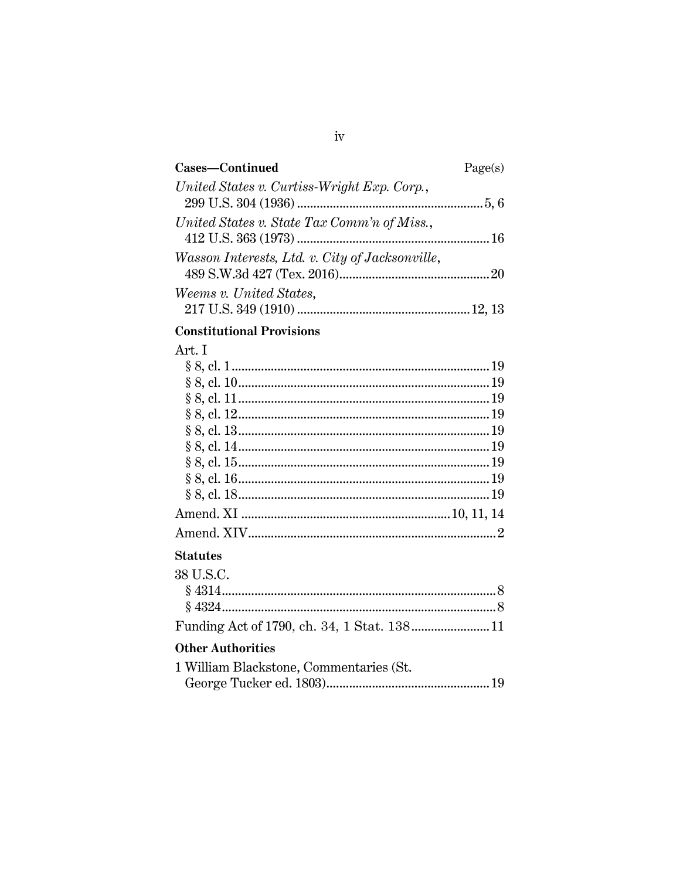| **Cases—Continued** | Page(s) |
| --- | --- |
| *United States v. Curtiss-Wright Exp. Corp.*, 299 U.S. 304 (1936) | 5, 6 |
| *United States v. State Tax Comm'n of Miss.*, 412 U.S. 363 (1973) | 16 |
| *Wasson Interests, Ltd. v. City of Jacksonville*, 489 S.W.3d 427 (Tex. 2016) | 20 |
| *Weems v. United States*, 217 U.S. 349 (1910) | 12, 13 |

**Constitutional Provisions**

| | |
| --- | --- |
| Art. I | |
| § 8, cl. 1 | 19 |
| § 8, cl. 10 | 19 |
| § 8, cl. 11 | 19 |
| § 8, cl. 12 | 19 |
| § 8, cl. 13 | 19 |
| § 8, cl. 14 | 19 |
| § 8, cl. 15 | 19 |
| § 8, cl. 16 | 19 |
| § 8, cl. 18 | 19 |
| Amend. XI | 10, 11, 14 |
| Amend. XIV | 2 |

**Statutes**

| | |
| --- | --- |
| 38 U.S.C. | |
| § 4314 | 8 |
| § 4324 | 8 |
| Funding Act of 1790, ch. 34, 1 Stat. 138 | 11 |

**Other Authorities**

| | |
| --- | --- |
| 1 William Blackstone, Commentaries (St. George Tucker ed. 1803) | 19 |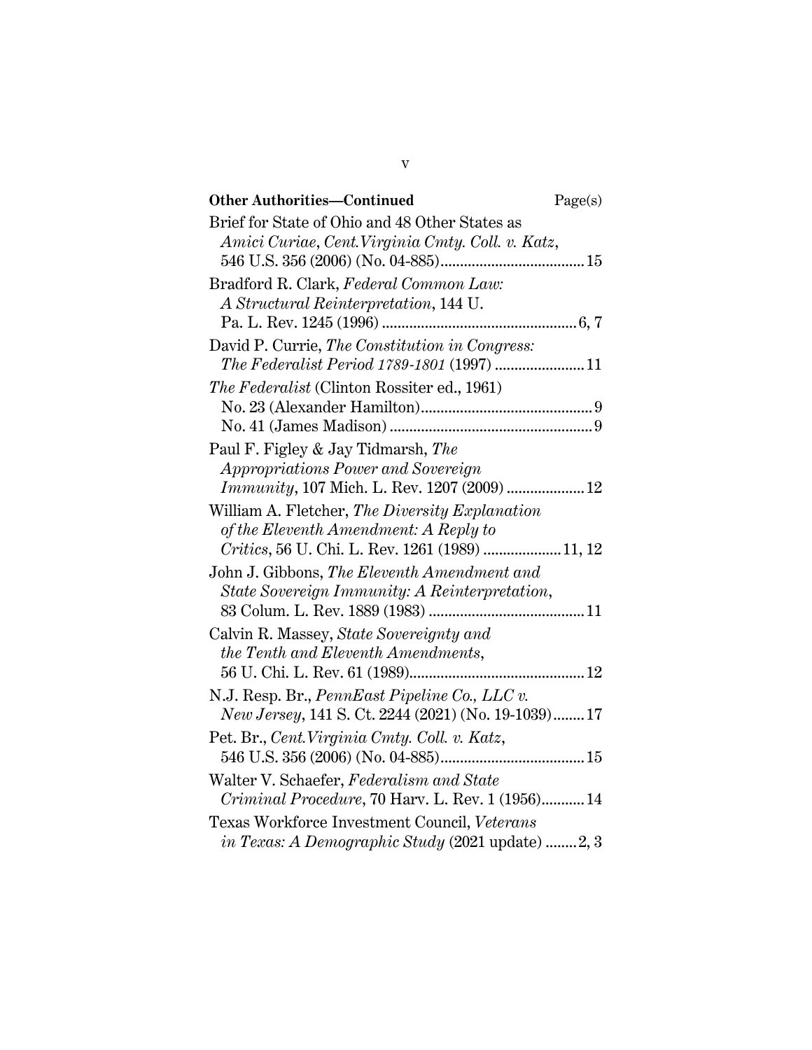**Other Authorities—Continued** Page(s)

Brief for State of Ohio and 48 Other States as *Amici Curiae*, *Cent.Virginia Cmty. Coll. v. Katz*, 546 U.S. 356 (2006) (No. 04-885).....................................15

Bradford R. Clark, *Federal Common Law: A Structural Reinterpretation*, 144 U. Pa. L. Rev. 1245 (1996) .................................................6, 7

David P. Currie, *The Constitution in Congress: The Federalist Period 1789-1801* (1997) .......................11

*The Federalist* (Clinton Rossiter ed., 1961)
No. 23 (Alexander Hamilton)............................................9
No. 41 (James Madison) ....................................................9

Paul F. Figley & Jay Tidmarsh, *The Appropriations Power and Sovereign Immunity*, 107 Mich. L. Rev. 1207 (2009) ....................12

William A. Fletcher, *The Diversity Explanation of the Eleventh Amendment: A Reply to Critics*, 56 U. Chi. L. Rev. 1261 (1989) ....................11, 12

John J. Gibbons, *The Eleventh Amendment and State Sovereign Immunity: A Reinterpretation*, 83 Colum. L. Rev. 1889 (1983) ........................................11

Calvin R. Massey, *State Sovereignty and the Tenth and Eleventh Amendments*, 56 U. Chi. L. Rev. 61 (1989).............................................12

N.J. Resp. Br., *PennEast Pipeline Co., LLC v. New Jersey*, 141 S. Ct. 2244 (2021) (No. 19-1039)........17

Pet. Br., *Cent.Virginia Cmty. Coll. v. Katz*, 546 U.S. 356 (2006) (No. 04-885).....................................15

Walter V. Schaefer, *Federalism and State Criminal Procedure*, 70 Harv. L. Rev. 1 (1956)...........14

Texas Workforce Investment Council, *Veterans in Texas: A Demographic Study* (2021 update) ........2, 3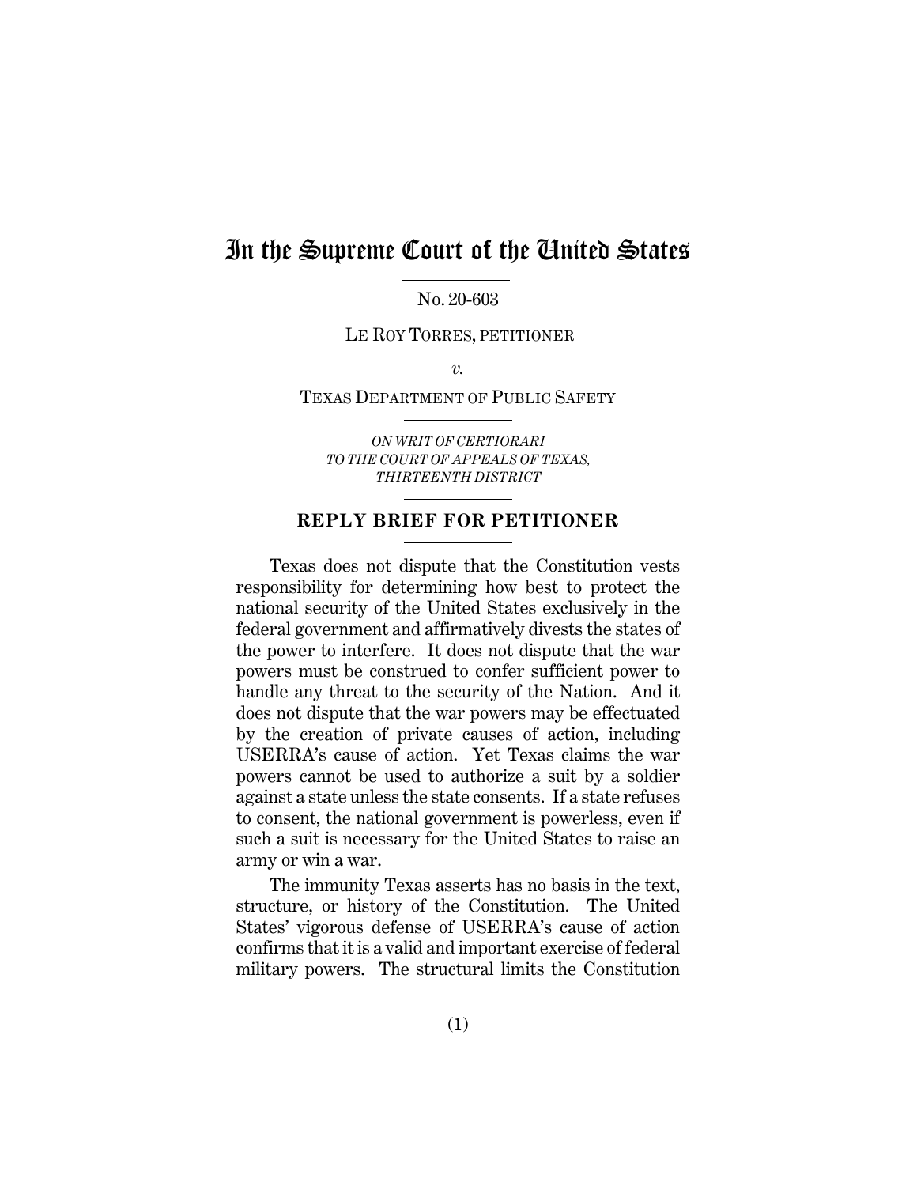# In the Supreme Court of the United States

No. 20-603

LE ROY TORRES, PETITIONER

*v.*

TEXAS DEPARTMENT OF PUBLIC SAFETY

*ON WRIT OF CERTIORARI TO THE COURT OF APPEALS OF TEXAS, THIRTEENTH DISTRICT*

## REPLY BRIEF FOR PETITIONER

Texas does not dispute that the Constitution vests responsibility for determining how best to protect the national security of the United States exclusively in the federal government and affirmatively divests the states of the power to interfere. It does not dispute that the war powers must be construed to confer sufficient power to handle any threat to the security of the Nation. And it does not dispute that the war powers may be effectuated by the creation of private causes of action, including USERRA's cause of action. Yet Texas claims the war powers cannot be used to authorize a suit by a soldier against a state unless the state consents. If a state refuses to consent, the national government is powerless, even if such a suit is necessary for the United States to raise an army or win a war.

The immunity Texas asserts has no basis in the text, structure, or history of the Constitution. The United States' vigorous defense of USERRA's cause of action confirms that it is a valid and important exercise of federal military powers. The structural limits the Constitution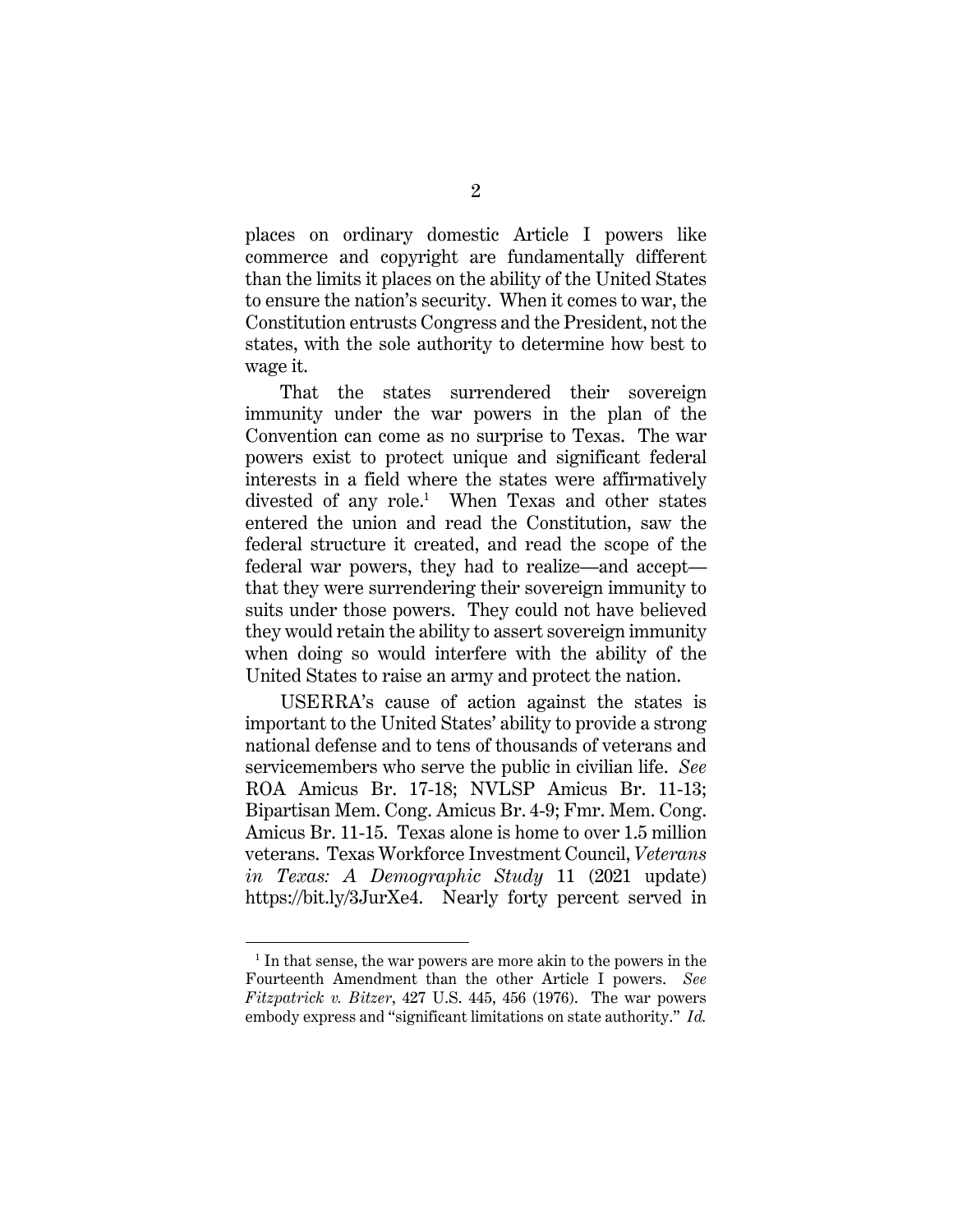places on ordinary domestic Article I powers like commerce and copyright are fundamentally different than the limits it places on the ability of the United States to ensure the nation's security. When it comes to war, the Constitution entrusts Congress and the President, not the states, with the sole authority to determine how best to wage it.

That the states surrendered their sovereign immunity under the war powers in the plan of the Convention can come as no surprise to Texas. The war powers exist to protect unique and significant federal interests in a field where the states were affirmatively divested of any role.[1] When Texas and other states entered the union and read the Constitution, saw the federal structure it created, and read the scope of the federal war powers, they had to realize—and accept—that they were surrendering their sovereign immunity to suits under those powers. They could not have believed they would retain the ability to assert sovereign immunity when doing so would interfere with the ability of the United States to raise an army and protect the nation.

USERRA's cause of action against the states is important to the United States' ability to provide a strong national defense and to tens of thousands of veterans and servicemembers who serve the public in civilian life. *See* ROA Amicus Br. 17-18; NVLSP Amicus Br. 11-13; Bipartisan Mem. Cong. Amicus Br. 4-9; Fmr. Mem. Cong. Amicus Br. 11-15. Texas alone is home to over 1.5 million veterans. Texas Workforce Investment Council, *Veterans in Texas: A Demographic Study* 11 (2021 update) https://bit.ly/3JurXe4. Nearly forty percent served in

---

[1] In that sense, the war powers are more akin to the powers in the Fourteenth Amendment than the other Article I powers. *See Fitzpatrick v. Bitzer*, 427 U.S. 445, 456 (1976). The war powers embody express and "significant limitations on state authority." *Id.*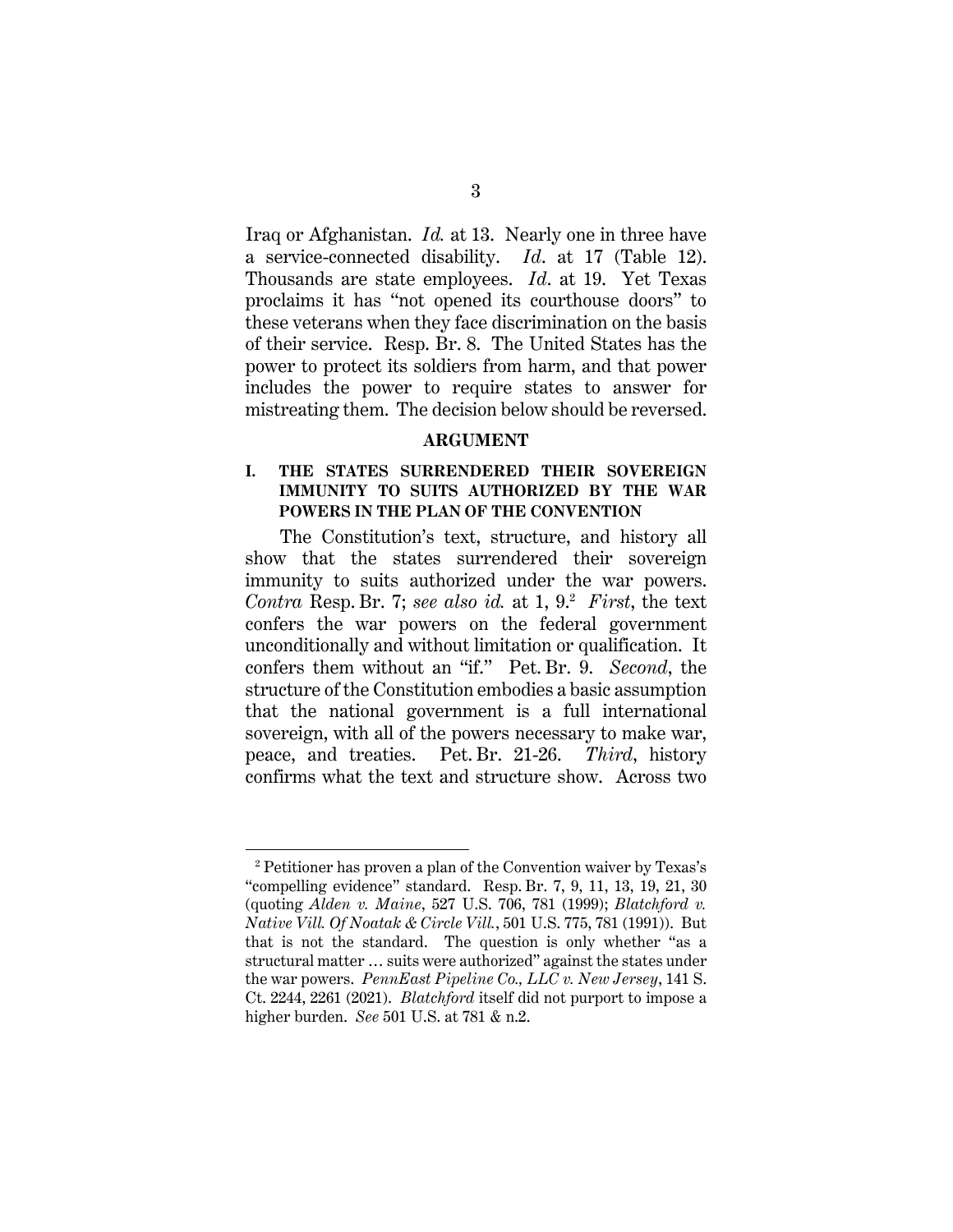Iraq or Afghanistan. *Id.* at 13. Nearly one in three have a service-connected disability. *Id*. at 17 (Table 12). Thousands are state employees. *Id*. at 19. Yet Texas proclaims it has "not opened its courthouse doors" to these veterans when they face discrimination on the basis of their service. Resp. Br. 8. The United States has the power to protect its soldiers from harm, and that power includes the power to require states to answer for mistreating them. The decision below should be reversed.

## ARGUMENT

### I. THE STATES SURRENDERED THEIR SOVEREIGN IMMUNITY TO SUITS AUTHORIZED BY THE WAR POWERS IN THE PLAN OF THE CONVENTION

The Constitution's text, structure, and history all show that the states surrendered their sovereign immunity to suits authorized under the war powers. *Contra* Resp. Br. 7; *see also id.* at 1, 9.[2] *First*, the text confers the war powers on the federal government unconditionally and without limitation or qualification. It confers them without an "if." Pet. Br. 9. *Second*, the structure of the Constitution embodies a basic assumption that the national government is a full international sovereign, with all of the powers necessary to make war, peace, and treaties. Pet. Br. 21-26. *Third*, history confirms what the text and structure show. Across two

---

[2] Petitioner has proven a plan of the Convention waiver by Texas's "compelling evidence" standard. Resp. Br. 7, 9, 11, 13, 19, 21, 30 (quoting *Alden v. Maine*, 527 U.S. 706, 781 (1999); *Blatchford v. Native Vill. Of Noatak & Circle Vill.*, 501 U.S. 775, 781 (1991)). But that is not the standard. The question is only whether "as a structural matter … suits were authorized" against the states under the war powers. *PennEast Pipeline Co., LLC v. New Jersey*, 141 S. Ct. 2244, 2261 (2021). *Blatchford* itself did not purport to impose a higher burden. *See* 501 U.S. at 781 & n.2.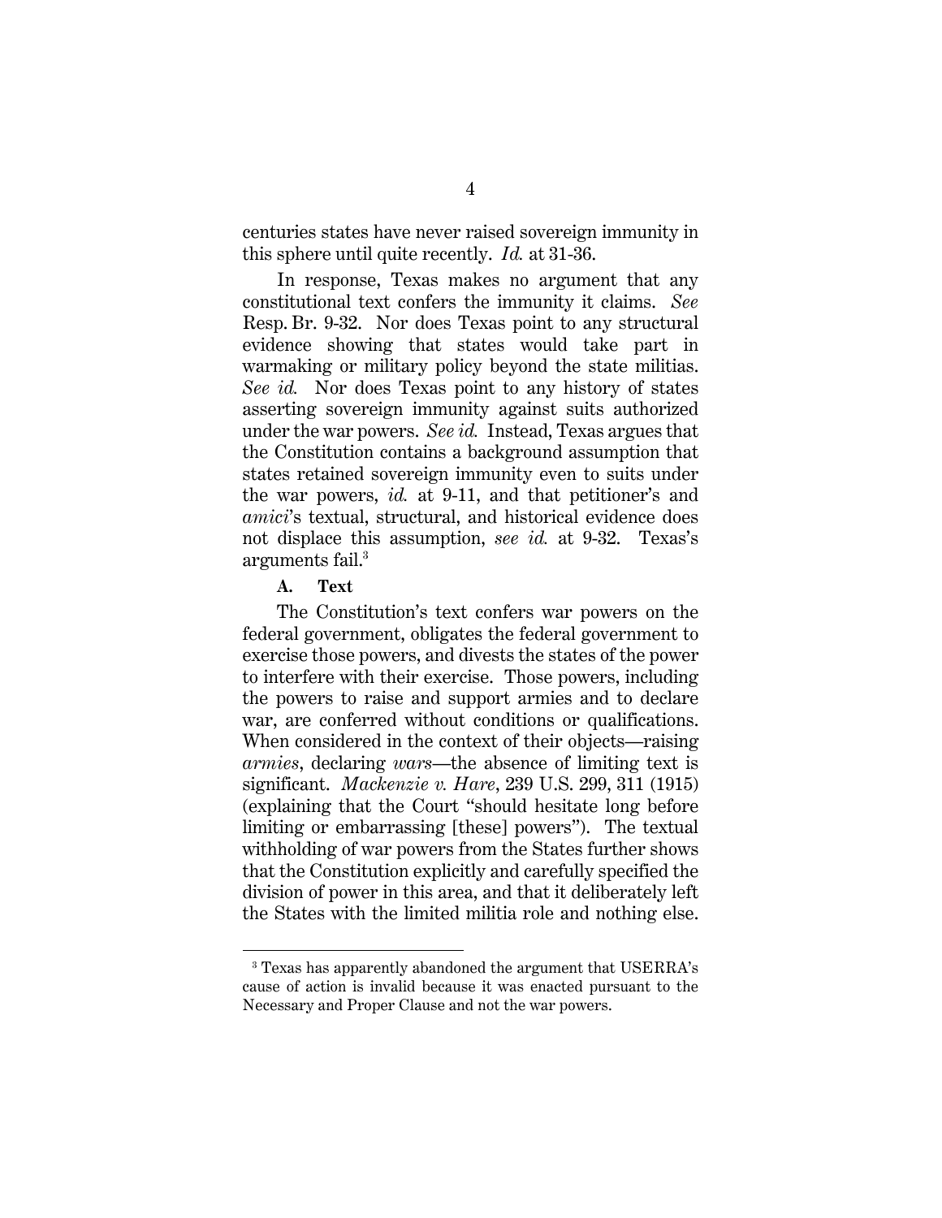centuries states have never raised sovereign immunity in this sphere until quite recently. *Id.* at 31-36.

In response, Texas makes no argument that any constitutional text confers the immunity it claims. *See* Resp. Br. 9-32. Nor does Texas point to any structural evidence showing that states would take part in warmaking or military policy beyond the state militias. *See id.* Nor does Texas point to any history of states asserting sovereign immunity against suits authorized under the war powers. *See id.* Instead, Texas argues that the Constitution contains a background assumption that states retained sovereign immunity even to suits under the war powers, *id.* at 9-11, and that petitioner's and *amici*'s textual, structural, and historical evidence does not displace this assumption, *see id.* at 9-32. Texas's arguments fail.[3]

### A. Text

The Constitution's text confers war powers on the federal government, obligates the federal government to exercise those powers, and divests the states of the power to interfere with their exercise. Those powers, including the powers to raise and support armies and to declare war, are conferred without conditions or qualifications. When considered in the context of their objects—raising *armies*, declaring *wars*—the absence of limiting text is significant. *Mackenzie v. Hare*, 239 U.S. 299, 311 (1915) (explaining that the Court "should hesitate long before limiting or embarrassing [these] powers"). The textual withholding of war powers from the States further shows that the Constitution explicitly and carefully specified the division of power in this area, and that it deliberately left the States with the limited militia role and nothing else.

[3] Texas has apparently abandoned the argument that USERRA's cause of action is invalid because it was enacted pursuant to the Necessary and Proper Clause and not the war powers.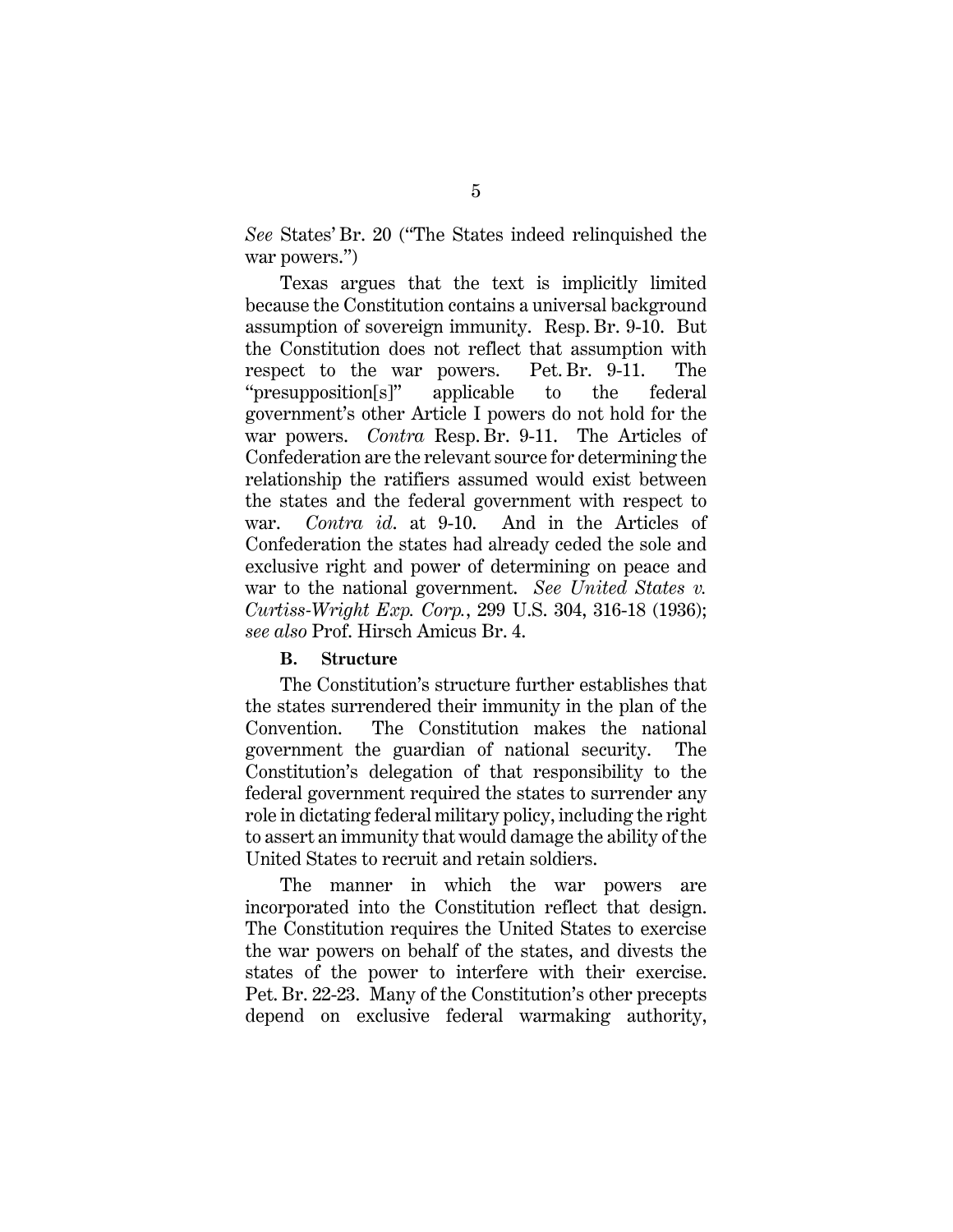*See* States' Br. 20 ("The States indeed relinquished the war powers.")

Texas argues that the text is implicitly limited because the Constitution contains a universal background assumption of sovereign immunity. Resp. Br. 9-10. But the Constitution does not reflect that assumption with respect to the war powers. Pet. Br. 9-11. The "presupposition[s]" applicable to the federal government's other Article I powers do not hold for the war powers. *Contra* Resp. Br. 9-11. The Articles of Confederation are the relevant source for determining the relationship the ratifiers assumed would exist between the states and the federal government with respect to war. *Contra id.* at 9-10. And in the Articles of Confederation the states had already ceded the sole and exclusive right and power of determining on peace and war to the national government. *See United States v. Curtiss-Wright Exp. Corp.*, 299 U.S. 304, 316-18 (1936); *see also* Prof. Hirsch Amicus Br. 4.

### B. Structure

The Constitution's structure further establishes that the states surrendered their immunity in the plan of the Convention. The Constitution makes the national government the guardian of national security. The Constitution's delegation of that responsibility to the federal government required the states to surrender any role in dictating federal military policy, including the right to assert an immunity that would damage the ability of the United States to recruit and retain soldiers.

The manner in which the war powers are incorporated into the Constitution reflect that design. The Constitution requires the United States to exercise the war powers on behalf of the states, and divests the states of the power to interfere with their exercise. Pet. Br. 22-23. Many of the Constitution's other precepts depend on exclusive federal warmaking authority,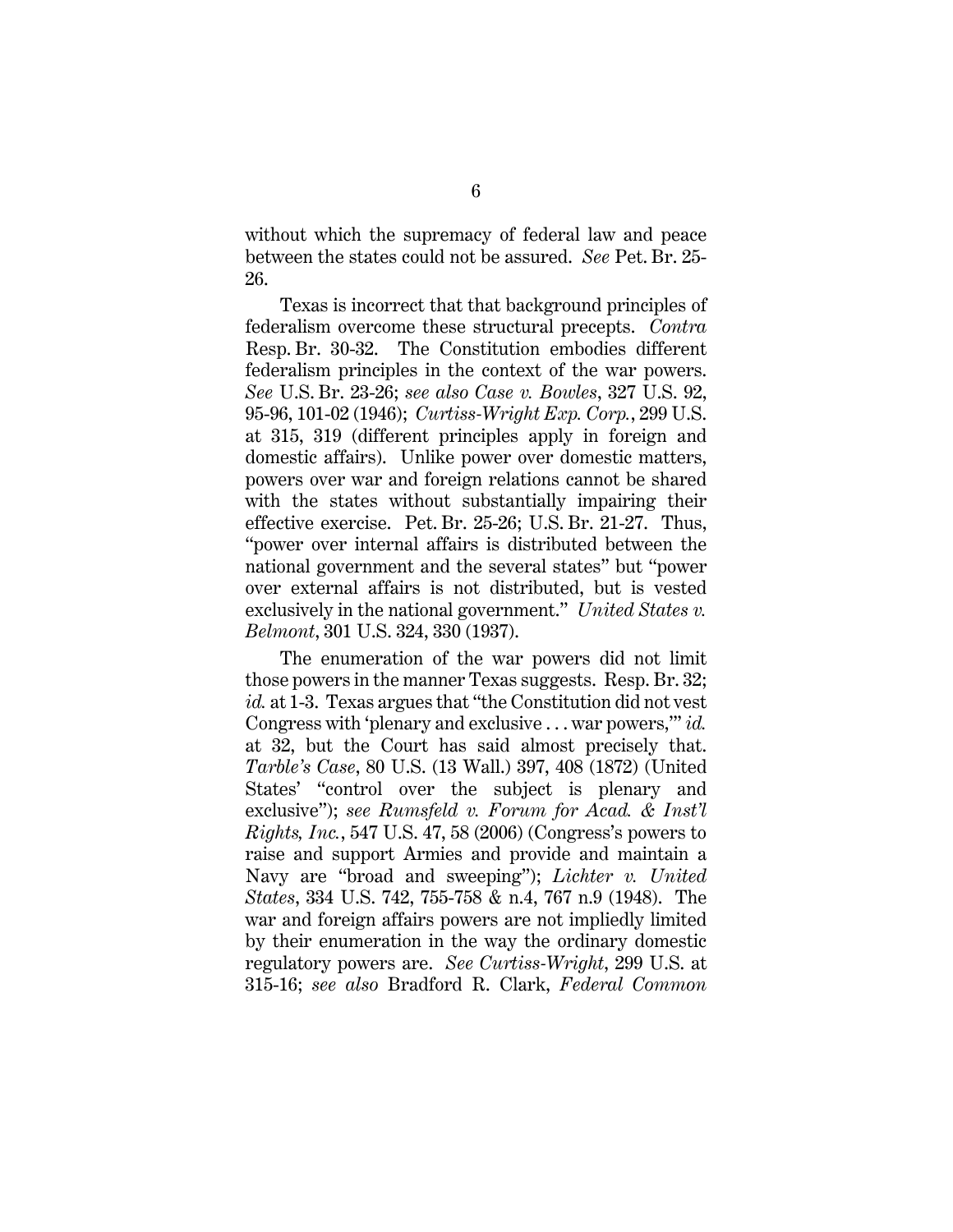without which the supremacy of federal law and peace between the states could not be assured. *See* Pet. Br. 25-26.

Texas is incorrect that that background principles of federalism overcome these structural precepts. *Contra* Resp. Br. 30-32. The Constitution embodies different federalism principles in the context of the war powers. *See* U.S. Br. 23-26; *see also Case v. Bowles*, 327 U.S. 92, 95-96, 101-02 (1946); *Curtiss-Wright Exp. Corp.*, 299 U.S. at 315, 319 (different principles apply in foreign and domestic affairs). Unlike power over domestic matters, powers over war and foreign relations cannot be shared with the states without substantially impairing their effective exercise. Pet. Br. 25-26; U.S. Br. 21-27. Thus, "power over internal affairs is distributed between the national government and the several states" but "power over external affairs is not distributed, but is vested exclusively in the national government." *United States v. Belmont*, 301 U.S. 324, 330 (1937).

The enumeration of the war powers did not limit those powers in the manner Texas suggests. Resp. Br. 32; *id.* at 1-3. Texas argues that "the Constitution did not vest Congress with 'plenary and exclusive . . . war powers,'" *id.* at 32, but the Court has said almost precisely that. *Tarble's Case*, 80 U.S. (13 Wall.) 397, 408 (1872) (United States' "control over the subject is plenary and exclusive"); *see Rumsfeld v. Forum for Acad. & Inst'l Rights, Inc.*, 547 U.S. 47, 58 (2006) (Congress's powers to raise and support Armies and provide and maintain a Navy are "broad and sweeping"); *Lichter v. United States*, 334 U.S. 742, 755-758 & n.4, 767 n.9 (1948). The war and foreign affairs powers are not impliedly limited by their enumeration in the way the ordinary domestic regulatory powers are. *See Curtiss-Wright*, 299 U.S. at 315-16; *see also* Bradford R. Clark, *Federal Common*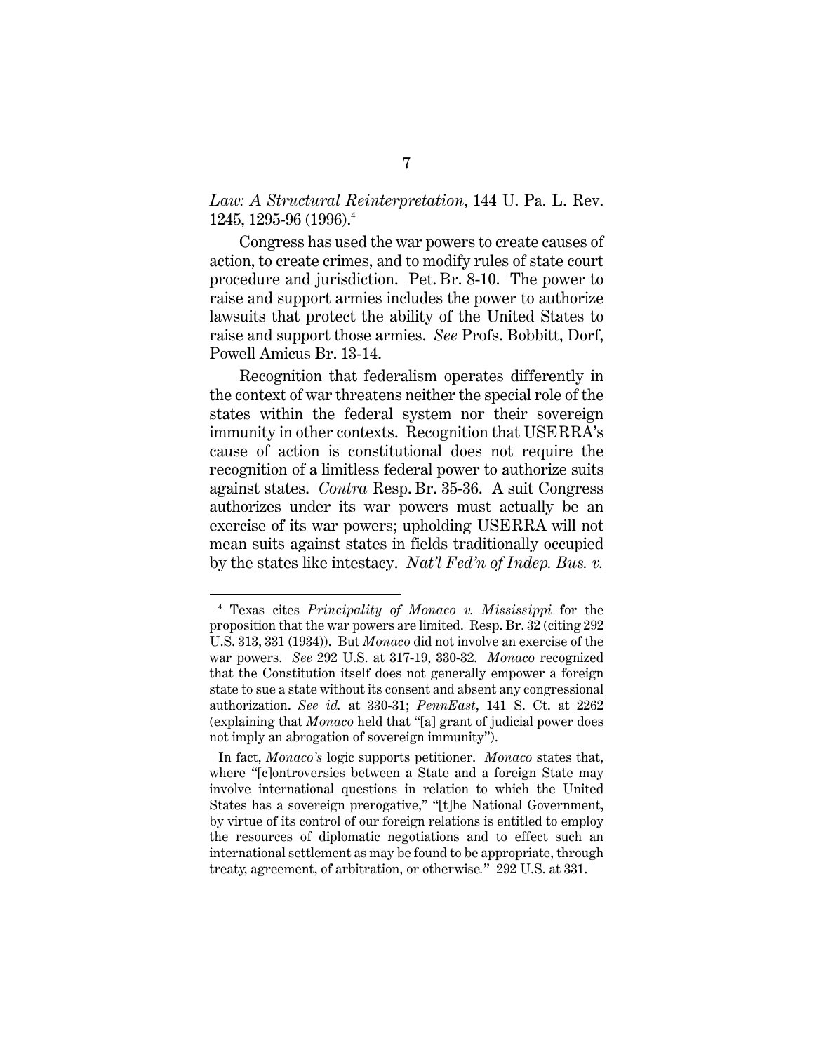*Law: A Structural Reinterpretation*, 144 U. Pa. L. Rev. 1245, 1295-96 (1996).[4]

Congress has used the war powers to create causes of action, to create crimes, and to modify rules of state court procedure and jurisdiction. Pet. Br. 8-10. The power to raise and support armies includes the power to authorize lawsuits that protect the ability of the United States to raise and support those armies. *See* Profs. Bobbitt, Dorf, Powell Amicus Br. 13-14.

Recognition that federalism operates differently in the context of war threatens neither the special role of the states within the federal system nor their sovereign immunity in other contexts. Recognition that USERRA's cause of action is constitutional does not require the recognition of a limitless federal power to authorize suits against states. *Contra* Resp. Br. 35-36. A suit Congress authorizes under its war powers must actually be an exercise of its war powers; upholding USERRA will not mean suits against states in fields traditionally occupied by the states like intestacy. *Nat'l Fed'n of Indep. Bus. v.*

---

[4] Texas cites *Principality of Monaco v. Mississippi* for the proposition that the war powers are limited. Resp. Br. 32 (citing 292 U.S. 313, 331 (1934)). But *Monaco* did not involve an exercise of the war powers. *See* 292 U.S. at 317-19, 330-32. *Monaco* recognized that the Constitution itself does not generally empower a foreign state to sue a state without its consent and absent any congressional authorization. *See id.* at 330-31; *PennEast*, 141 S. Ct. at 2262 (explaining that *Monaco* held that "[a] grant of judicial power does not imply an abrogation of sovereign immunity").

In fact, *Monaco's* logic supports petitioner. *Monaco* states that, where "[c]ontroversies between a State and a foreign State may involve international questions in relation to which the United States has a sovereign prerogative," "[t]he National Government, by virtue of its control of our foreign relations is entitled to employ the resources of diplomatic negotiations and to effect such an international settlement as may be found to be appropriate, through treaty, agreement, of arbitration, or otherwise." 292 U.S. at 331.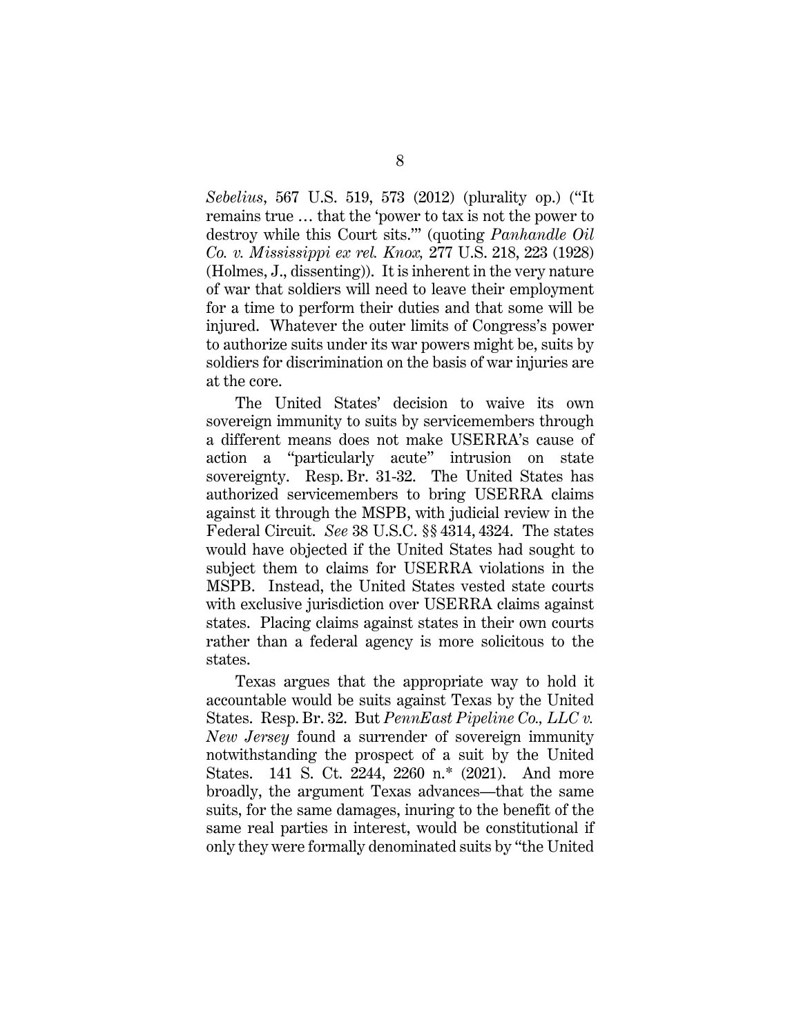*Sebelius*, 567 U.S. 519, 573 (2012) (plurality op.) ("It remains true … that the 'power to tax is not the power to destroy while this Court sits.'" (quoting *Panhandle Oil Co. v. Mississippi ex rel. Knox,* 277 U.S. 218, 223 (1928) (Holmes, J., dissenting)). It is inherent in the very nature of war that soldiers will need to leave their employment for a time to perform their duties and that some will be injured. Whatever the outer limits of Congress's power to authorize suits under its war powers might be, suits by soldiers for discrimination on the basis of war injuries are at the core.

The United States' decision to waive its own sovereign immunity to suits by servicemembers through a different means does not make USERRA's cause of action a "particularly acute" intrusion on state sovereignty. Resp. Br. 31-32. The United States has authorized servicemembers to bring USERRA claims against it through the MSPB, with judicial review in the Federal Circuit. *See* 38 U.S.C. §§ 4314, 4324. The states would have objected if the United States had sought to subject them to claims for USERRA violations in the MSPB. Instead, the United States vested state courts with exclusive jurisdiction over USERRA claims against states. Placing claims against states in their own courts rather than a federal agency is more solicitous to the states.

Texas argues that the appropriate way to hold it accountable would be suits against Texas by the United States. Resp. Br. 32. But *PennEast Pipeline Co., LLC v. New Jersey* found a surrender of sovereign immunity notwithstanding the prospect of a suit by the United States. 141 S. Ct. 2244, 2260 n.* (2021). And more broadly, the argument Texas advances—that the same suits, for the same damages, inuring to the benefit of the same real parties in interest, would be constitutional if only they were formally denominated suits by "the United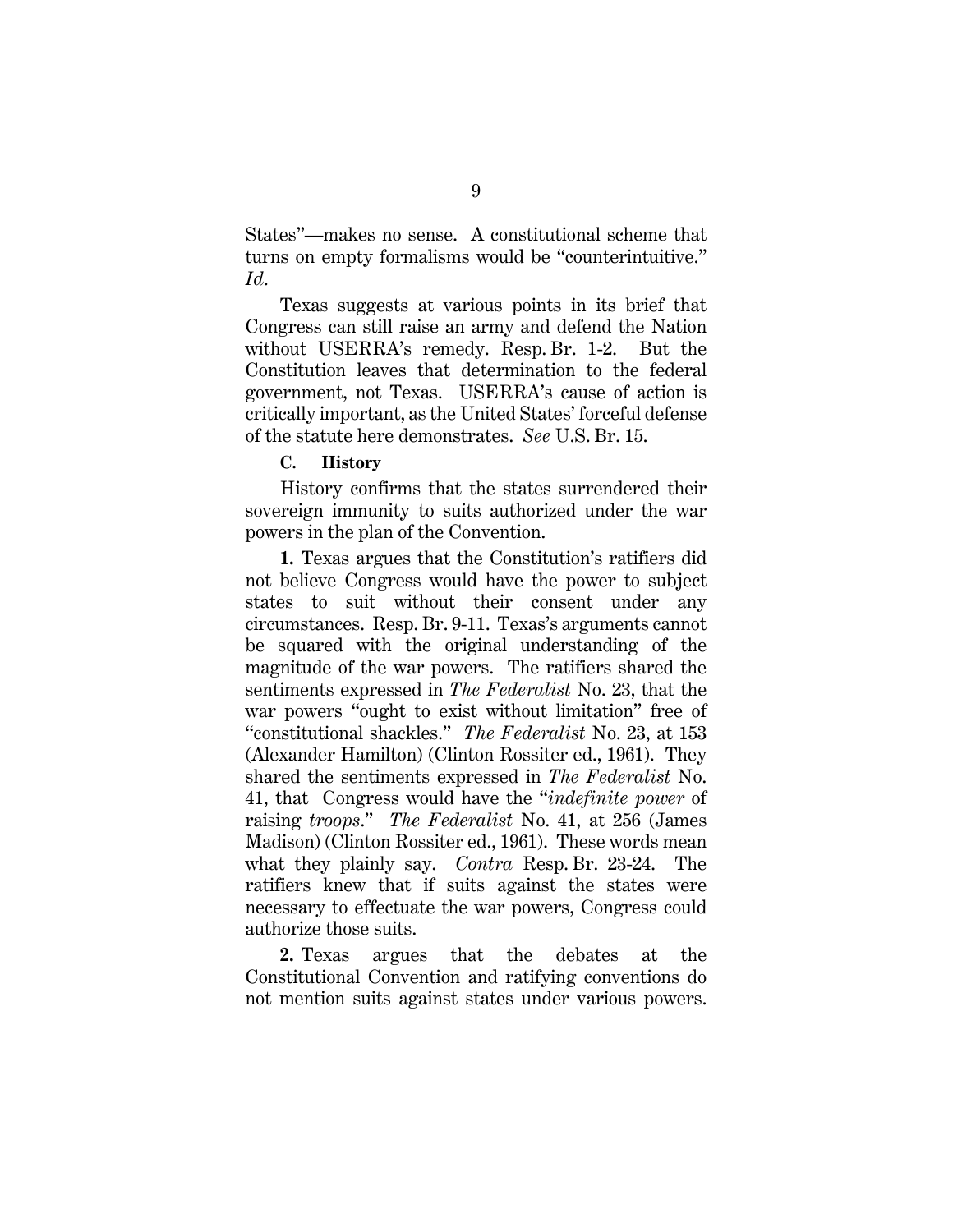States"—makes no sense. A constitutional scheme that turns on empty formalisms would be "counterintuitive." *Id.*

Texas suggests at various points in its brief that Congress can still raise an army and defend the Nation without USERRA's remedy. Resp. Br. 1-2. But the Constitution leaves that determination to the federal government, not Texas. USERRA's cause of action is critically important, as the United States' forceful defense of the statute here demonstrates. *See* U.S. Br. 15.

**C. History**

History confirms that the states surrendered their sovereign immunity to suits authorized under the war powers in the plan of the Convention.

**1.** Texas argues that the Constitution's ratifiers did not believe Congress would have the power to subject states to suit without their consent under any circumstances. Resp. Br. 9-11. Texas's arguments cannot be squared with the original understanding of the magnitude of the war powers. The ratifiers shared the sentiments expressed in *The Federalist* No. 23, that the war powers "ought to exist without limitation" free of "constitutional shackles." *The Federalist* No. 23, at 153 (Alexander Hamilton) (Clinton Rossiter ed., 1961). They shared the sentiments expressed in *The Federalist* No. 41, that Congress would have the "*indefinite power* of raising *troops*." *The Federalist* No. 41, at 256 (James Madison) (Clinton Rossiter ed., 1961). These words mean what they plainly say. *Contra* Resp. Br. 23-24. The ratifiers knew that if suits against the states were necessary to effectuate the war powers, Congress could authorize those suits.

**2.** Texas argues that the debates at the Constitutional Convention and ratifying conventions do not mention suits against states under various powers.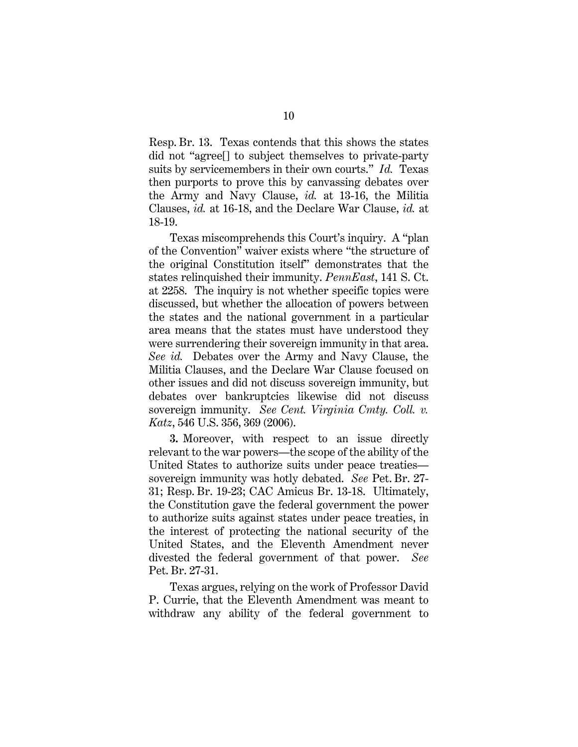Resp. Br. 13. Texas contends that this shows the states did not "agree[] to subject themselves to private-party suits by servicemembers in their own courts." *Id.* Texas then purports to prove this by canvassing debates over the Army and Navy Clause, *id.* at 13-16, the Militia Clauses, *id.* at 16-18, and the Declare War Clause, *id.* at 18-19.

Texas miscomprehends this Court's inquiry. A "plan of the Convention" waiver exists where "the structure of the original Constitution itself" demonstrates that the states relinquished their immunity. *PennEast*, 141 S. Ct. at 2258. The inquiry is not whether specific topics were discussed, but whether the allocation of powers between the states and the national government in a particular area means that the states must have understood they were surrendering their sovereign immunity in that area. *See id.* Debates over the Army and Navy Clause, the Militia Clauses, and the Declare War Clause focused on other issues and did not discuss sovereign immunity, but debates over bankruptcies likewise did not discuss sovereign immunity. *See Cent. Virginia Cmty. Coll. v. Katz*, 546 U.S. 356, 369 (2006).

**3.** Moreover, with respect to an issue directly relevant to the war powers—the scope of the ability of the United States to authorize suits under peace treaties—sovereign immunity was hotly debated. *See* Pet. Br. 27-31; Resp. Br. 19-23; CAC Amicus Br. 13-18. Ultimately, the Constitution gave the federal government the power to authorize suits against states under peace treaties, in the interest of protecting the national security of the United States, and the Eleventh Amendment never divested the federal government of that power. *See* Pet. Br. 27-31.

Texas argues, relying on the work of Professor David P. Currie, that the Eleventh Amendment was meant to withdraw any ability of the federal government to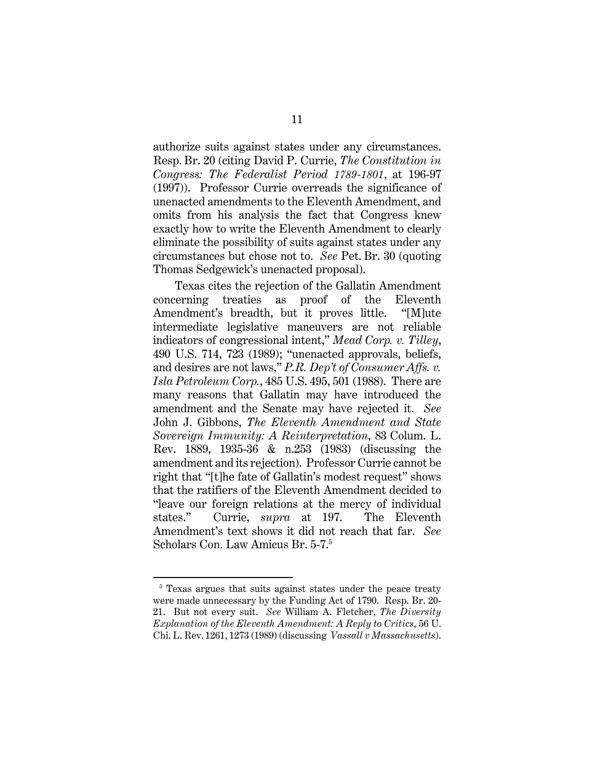authorize suits against states under any circumstances. Resp. Br. 20 (citing David P. Currie, *The Constitution in Congress: The Federalist Period 1789-1801*, at 196-97 (1997)). Professor Currie overreads the significance of unenacted amendments to the Eleventh Amendment, and omits from his analysis the fact that Congress knew exactly how to write the Eleventh Amendment to clearly eliminate the possibility of suits against states under any circumstances but chose not to. *See* Pet. Br. 30 (quoting Thomas Sedgewick's unenacted proposal).

Texas cites the rejection of the Gallatin Amendment concerning treaties as proof of the Eleventh Amendment's breadth, but it proves little. "[M]ute intermediate legislative maneuvers are not reliable indicators of congressional intent," *Mead Corp. v. Tilley*, 490 U.S. 714, 723 (1989); "unenacted approvals, beliefs, and desires are not laws," *P.R. Dep't of Consumer Affs. v. Isla Petroleum Corp.*, 485 U.S. 495, 501 (1988). There are many reasons that Gallatin may have introduced the amendment and the Senate may have rejected it. *See* John J. Gibbons, *The Eleventh Amendment and State Sovereign Immunity: A Reinterpretation*, 83 Colum. L. Rev. 1889, 1935-36 & n.253 (1983) (discussing the amendment and its rejection). Professor Currie cannot be right that "[t]he fate of Gallatin's modest request" shows that the ratifiers of the Eleventh Amendment decided to "leave our foreign relations at the mercy of individual states." Currie, *supra* at 197. The Eleventh Amendment's text shows it did not reach that far. *See* Scholars Con. Law Amicus Br. 5-7.[5]

[5] Texas argues that suits against states under the peace treaty were made unnecessary by the Funding Act of 1790. Resp. Br. 20-21. But not every suit. *See* William A. Fletcher, *The Diversity Explanation of the Eleventh Amendment: A Reply to Critics*, 56 U. Chi. L. Rev. 1261, 1273 (1989) (discussing *Vassall v Massachusetts*).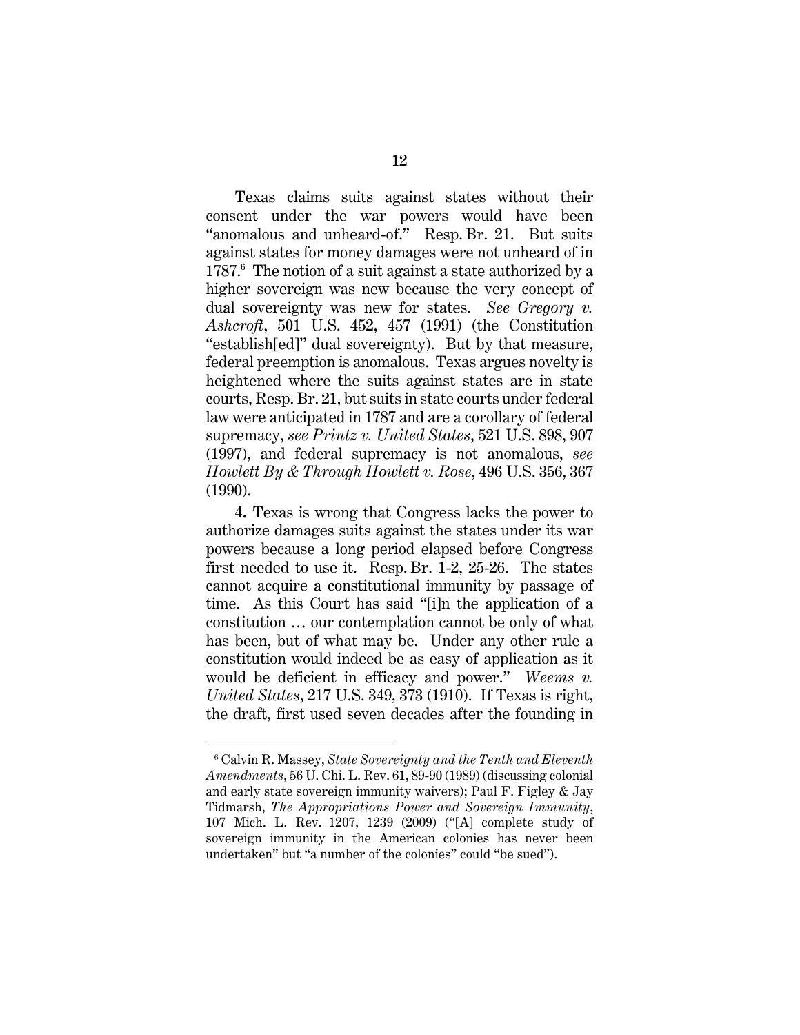Texas claims suits against states without their consent under the war powers would have been "anomalous and unheard-of." Resp. Br. 21. But suits against states for money damages were not unheard of in 1787.[6] The notion of a suit against a state authorized by a higher sovereign was new because the very concept of dual sovereignty was new for states. *See Gregory v. Ashcroft*, 501 U.S. 452, 457 (1991) (the Constitution "establish[ed]" dual sovereignty). But by that measure, federal preemption is anomalous. Texas argues novelty is heightened where the suits against states are in state courts, Resp. Br. 21, but suits in state courts under federal law were anticipated in 1787 and are a corollary of federal supremacy, *see Printz v. United States*, 521 U.S. 898, 907 (1997), and federal supremacy is not anomalous, *see Howlett By & Through Howlett v. Rose*, 496 U.S. 356, 367 (1990).

**4.** Texas is wrong that Congress lacks the power to authorize damages suits against the states under its war powers because a long period elapsed before Congress first needed to use it. Resp. Br. 1-2, 25-26. The states cannot acquire a constitutional immunity by passage of time. As this Court has said "[i]n the application of a constitution … our contemplation cannot be only of what has been, but of what may be. Under any other rule a constitution would indeed be as easy of application as it would be deficient in efficacy and power." *Weems v. United States*, 217 U.S. 349, 373 (1910). If Texas is right, the draft, first used seven decades after the founding in

---

[6] Calvin R. Massey, *State Sovereignty and the Tenth and Eleventh Amendments*, 56 U. Chi. L. Rev. 61, 89-90 (1989) (discussing colonial and early state sovereign immunity waivers); Paul F. Figley & Jay Tidmarsh, *The Appropriations Power and Sovereign Immunity*, 107 Mich. L. Rev. 1207, 1239 (2009) ("[A] complete study of sovereign immunity in the American colonies has never been undertaken" but "a number of the colonies" could "be sued").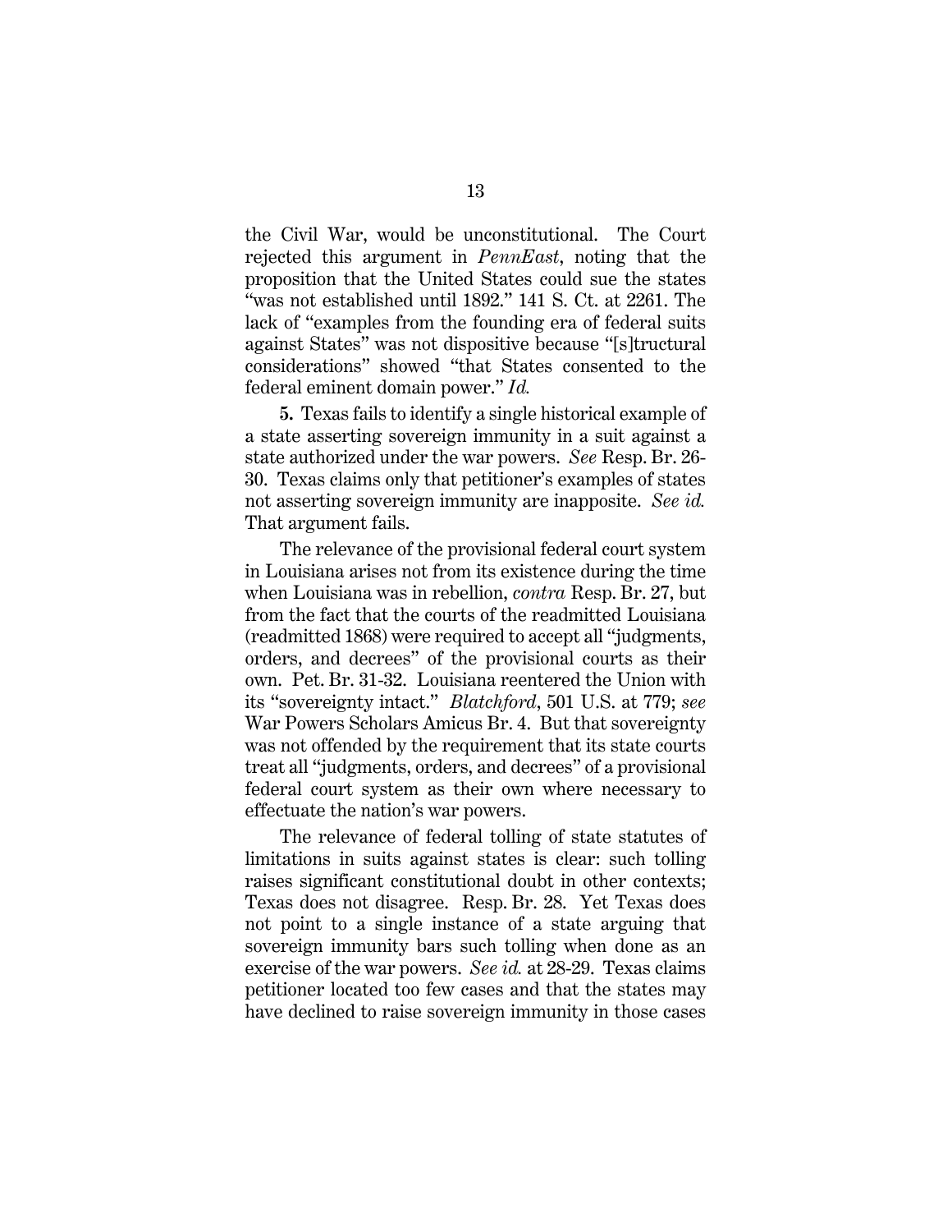the Civil War, would be unconstitutional. The Court rejected this argument in *PennEast*, noting that the proposition that the United States could sue the states "was not established until 1892." 141 S. Ct. at 2261. The lack of "examples from the founding era of federal suits against States" was not dispositive because "[s]tructural considerations" showed "that States consented to the federal eminent domain power." *Id.*

**5.** Texas fails to identify a single historical example of a state asserting sovereign immunity in a suit against a state authorized under the war powers. *See* Resp. Br. 26-30. Texas claims only that petitioner's examples of states not asserting sovereign immunity are inapposite. *See id.* That argument fails.

The relevance of the provisional federal court system in Louisiana arises not from its existence during the time when Louisiana was in rebellion, *contra* Resp. Br. 27, but from the fact that the courts of the readmitted Louisiana (readmitted 1868) were required to accept all "judgments, orders, and decrees" of the provisional courts as their own. Pet. Br. 31-32. Louisiana reentered the Union with its "sovereignty intact." *Blatchford*, 501 U.S. at 779; *see* War Powers Scholars Amicus Br. 4. But that sovereignty was not offended by the requirement that its state courts treat all "judgments, orders, and decrees" of a provisional federal court system as their own where necessary to effectuate the nation's war powers.

The relevance of federal tolling of state statutes of limitations in suits against states is clear: such tolling raises significant constitutional doubt in other contexts; Texas does not disagree. Resp. Br. 28. Yet Texas does not point to a single instance of a state arguing that sovereign immunity bars such tolling when done as an exercise of the war powers. *See id.* at 28-29. Texas claims petitioner located too few cases and that the states may have declined to raise sovereign immunity in those cases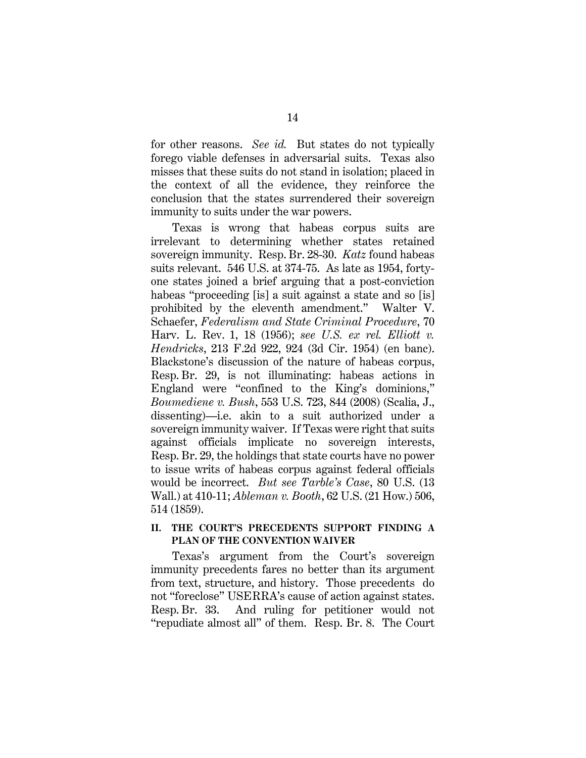for other reasons. *See id.* But states do not typically forego viable defenses in adversarial suits. Texas also misses that these suits do not stand in isolation; placed in the context of all the evidence, they reinforce the conclusion that the states surrendered their sovereign immunity to suits under the war powers.

Texas is wrong that habeas corpus suits are irrelevant to determining whether states retained sovereign immunity. Resp. Br. 28-30. *Katz* found habeas suits relevant. 546 U.S. at 374-75. As late as 1954, forty-one states joined a brief arguing that a post-conviction habeas "proceeding [is] a suit against a state and so [is] prohibited by the eleventh amendment." Walter V. Schaefer, *Federalism and State Criminal Procedure*, 70 Harv. L. Rev. 1, 18 (1956); *see U.S. ex rel. Elliott v. Hendricks*, 213 F.2d 922, 924 (3d Cir. 1954) (en banc). Blackstone's discussion of the nature of habeas corpus, Resp. Br. 29, is not illuminating: habeas actions in England were "confined to the King's dominions," *Boumediene v. Bush*, 553 U.S. 723, 844 (2008) (Scalia, J., dissenting)—i.e. akin to a suit authorized under a sovereign immunity waiver. If Texas were right that suits against officials implicate no sovereign interests, Resp. Br. 29, the holdings that state courts have no power to issue writs of habeas corpus against federal officials would be incorrect. *But see Tarble's Case*, 80 U.S. (13 Wall.) at 410-11; *Ableman v. Booth*, 62 U.S. (21 How.) 506, 514 (1859).

## II. THE COURT'S PRECEDENTS SUPPORT FINDING A PLAN OF THE CONVENTION WAIVER

Texas's argument from the Court's sovereign immunity precedents fares no better than its argument from text, structure, and history. Those precedents do not "foreclose" USERRA's cause of action against states. Resp. Br. 33. And ruling for petitioner would not "repudiate almost all" of them. Resp. Br. 8. The Court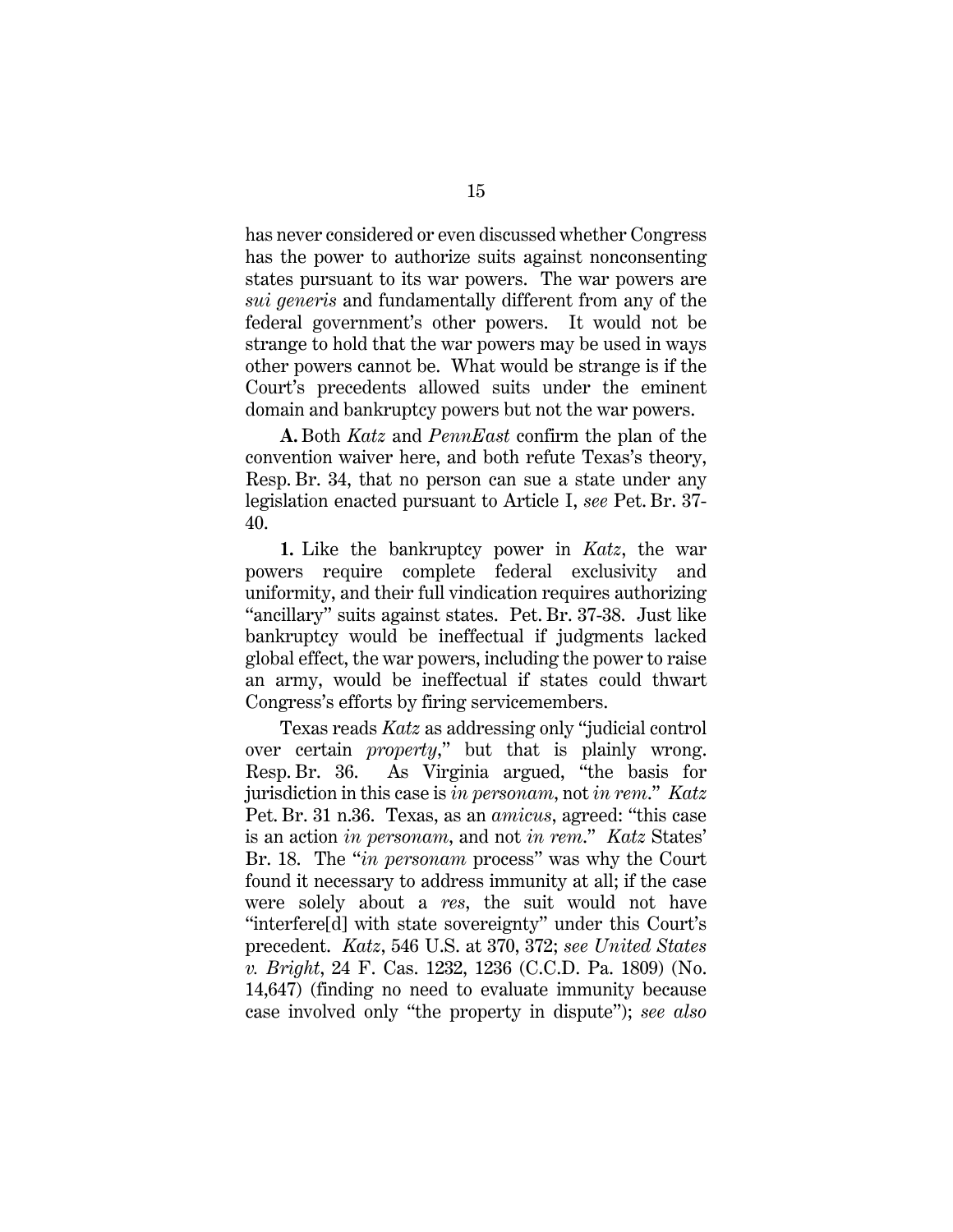has never considered or even discussed whether Congress has the power to authorize suits against nonconsenting states pursuant to its war powers. The war powers are *sui generis* and fundamentally different from any of the federal government's other powers. It would not be strange to hold that the war powers may be used in ways other powers cannot be. What would be strange is if the Court's precedents allowed suits under the eminent domain and bankruptcy powers but not the war powers.

**A.** Both *Katz* and *PennEast* confirm the plan of the convention waiver here, and both refute Texas's theory, Resp. Br. 34, that no person can sue a state under any legislation enacted pursuant to Article I, *see* Pet. Br. 37-40.

**1.** Like the bankruptcy power in *Katz*, the war powers require complete federal exclusivity and uniformity, and their full vindication requires authorizing "ancillary" suits against states. Pet. Br. 37-38. Just like bankruptcy would be ineffectual if judgments lacked global effect, the war powers, including the power to raise an army, would be ineffectual if states could thwart Congress's efforts by firing servicemembers.

Texas reads *Katz* as addressing only "judicial control over certain *property*," but that is plainly wrong. Resp. Br. 36. As Virginia argued, "the basis for jurisdiction in this case is *in personam*, not *in rem*." *Katz* Pet. Br. 31 n.36. Texas, as an *amicus*, agreed: "this case is an action *in personam*, and not *in rem*." *Katz* States' Br. 18. The "*in personam* process" was why the Court found it necessary to address immunity at all; if the case were solely about a *res*, the suit would not have "interfere[d] with state sovereignty" under this Court's precedent. *Katz*, 546 U.S. at 370, 372; *see United States v. Bright*, 24 F. Cas. 1232, 1236 (C.C.D. Pa. 1809) (No. 14,647) (finding no need to evaluate immunity because case involved only "the property in dispute"); *see also*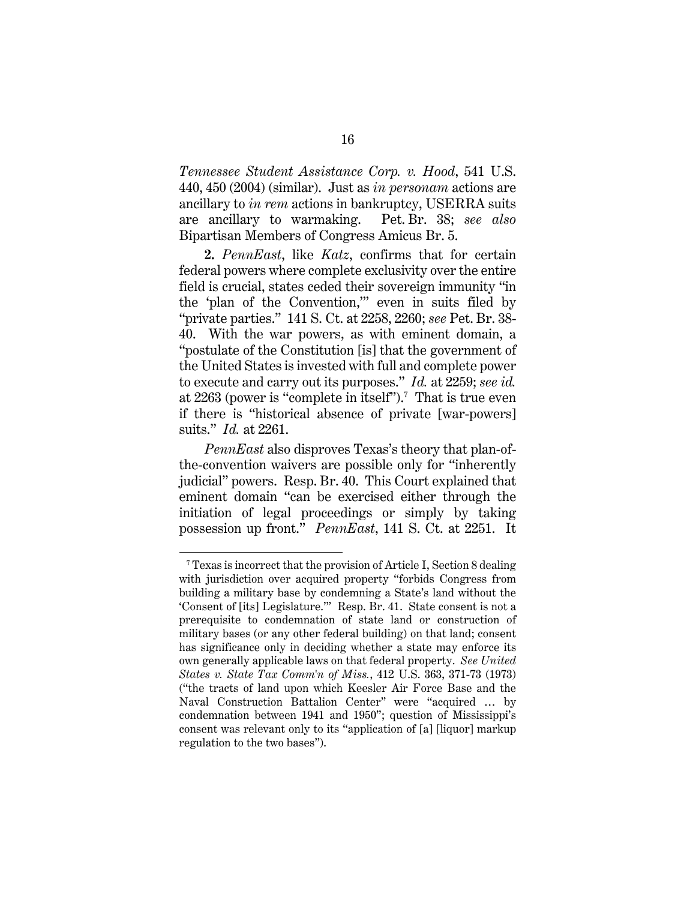*Tennessee Student Assistance Corp. v. Hood*, 541 U.S. 440, 450 (2004) (similar). Just as *in personam* actions are ancillary to *in rem* actions in bankruptcy, USERRA suits are ancillary to warmaking. Pet. Br. 38; *see also* Bipartisan Members of Congress Amicus Br. 5.

**2.** *PennEast*, like *Katz*, confirms that for certain federal powers where complete exclusivity over the entire field is crucial, states ceded their sovereign immunity "in the 'plan of the Convention,'" even in suits filed by "private parties." 141 S. Ct. at 2258, 2260; *see* Pet. Br. 38-40. With the war powers, as with eminent domain, a "postulate of the Constitution [is] that the government of the United States is invested with full and complete power to execute and carry out its purposes." *Id.* at 2259; *see id.* at 2263 (power is "complete in itself").[7] That is true even if there is "historical absence of private [war-powers] suits." *Id.* at 2261.

*PennEast* also disproves Texas's theory that plan-of-the-convention waivers are possible only for "inherently judicial" powers. Resp. Br. 40. This Court explained that eminent domain "can be exercised either through the initiation of legal proceedings or simply by taking possession up front." *PennEast*, 141 S. Ct. at 2251. It

---

[7] Texas is incorrect that the provision of Article I, Section 8 dealing with jurisdiction over acquired property "forbids Congress from building a military base by condemning a State's land without the 'Consent of [its] Legislature.'" Resp. Br. 41. State consent is not a prerequisite to condemnation of state land or construction of military bases (or any other federal building) on that land; consent has significance only in deciding whether a state may enforce its own generally applicable laws on that federal property. *See United States v. State Tax Comm'n of Miss.*, 412 U.S. 363, 371-73 (1973) ("the tracts of land upon which Keesler Air Force Base and the Naval Construction Battalion Center" were "acquired … by condemnation between 1941 and 1950"; question of Mississippi's consent was relevant only to its "application of [a] [liquor] markup regulation to the two bases").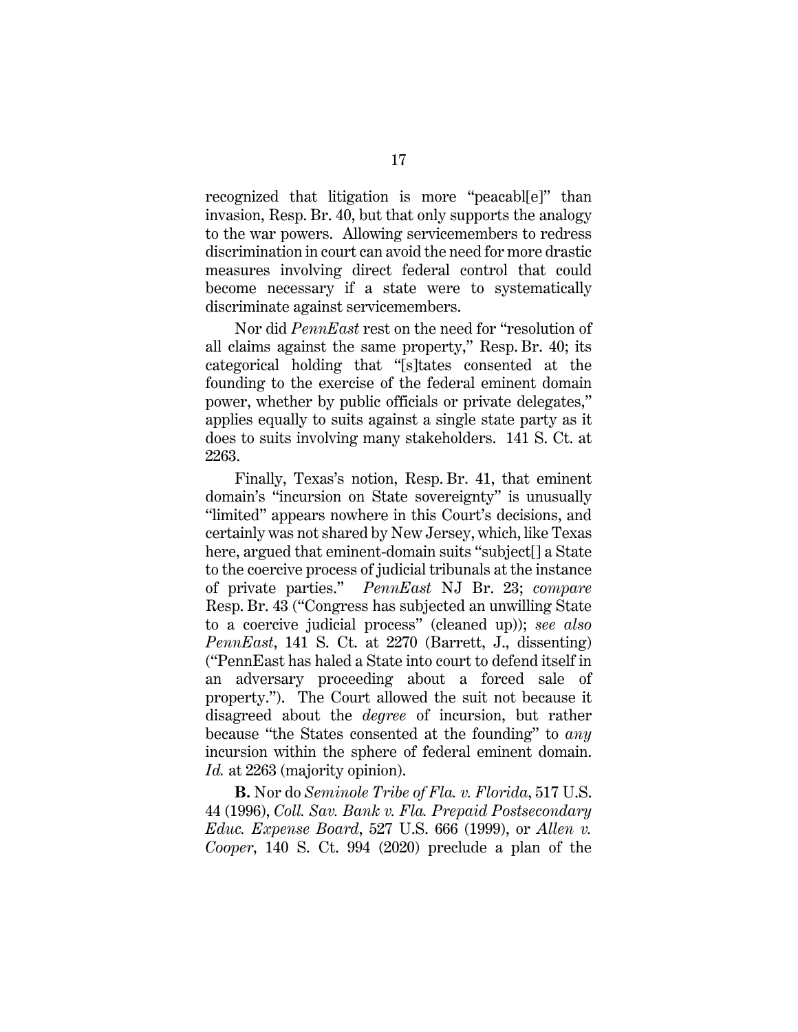recognized that litigation is more "peacabl[e]" than invasion, Resp. Br. 40, but that only supports the analogy to the war powers. Allowing servicemembers to redress discrimination in court can avoid the need for more drastic measures involving direct federal control that could become necessary if a state were to systematically discriminate against servicemembers.

Nor did *PennEast* rest on the need for "resolution of all claims against the same property," Resp. Br. 40; its categorical holding that "[s]tates consented at the founding to the exercise of the federal eminent domain power, whether by public officials or private delegates," applies equally to suits against a single state party as it does to suits involving many stakeholders. 141 S. Ct. at 2263.

Finally, Texas's notion, Resp. Br. 41, that eminent domain's "incursion on State sovereignty" is unusually "limited" appears nowhere in this Court's decisions, and certainly was not shared by New Jersey, which, like Texas here, argued that eminent-domain suits "subject[] a State to the coercive process of judicial tribunals at the instance of private parties." *PennEast* NJ Br. 23; *compare* Resp. Br. 43 ("Congress has subjected an unwilling State to a coercive judicial process" (cleaned up)); *see also PennEast*, 141 S. Ct. at 2270 (Barrett, J., dissenting) ("PennEast has haled a State into court to defend itself in an adversary proceeding about a forced sale of property."). The Court allowed the suit not because it disagreed about the *degree* of incursion, but rather because "the States consented at the founding" to *any* incursion within the sphere of federal eminent domain. *Id.* at 2263 (majority opinion).

**B.** Nor do *Seminole Tribe of Fla. v. Florida*, 517 U.S. 44 (1996), *Coll. Sav. Bank v. Fla. Prepaid Postsecondary Educ. Expense Board*, 527 U.S. 666 (1999), or *Allen v. Cooper*, 140 S. Ct. 994 (2020) preclude a plan of the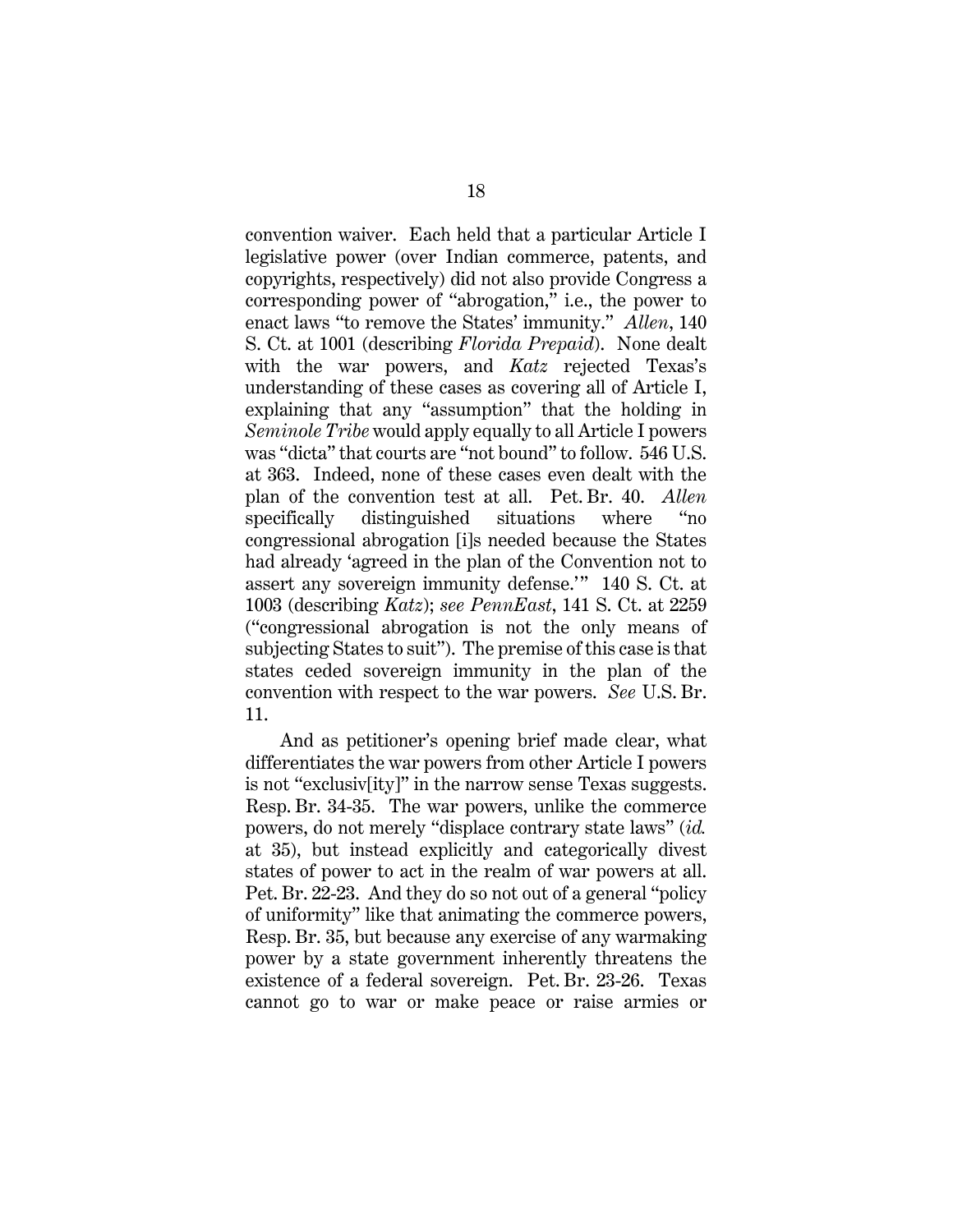convention waiver. Each held that a particular Article I legislative power (over Indian commerce, patents, and copyrights, respectively) did not also provide Congress a corresponding power of "abrogation," i.e., the power to enact laws "to remove the States' immunity." *Allen*, 140 S. Ct. at 1001 (describing *Florida Prepaid*). None dealt with the war powers, and *Katz* rejected Texas's understanding of these cases as covering all of Article I, explaining that any "assumption" that the holding in *Seminole Tribe* would apply equally to all Article I powers was "dicta" that courts are "not bound" to follow. 546 U.S. at 363. Indeed, none of these cases even dealt with the plan of the convention test at all. Pet. Br. 40. *Allen* specifically distinguished situations where "no congressional abrogation [i]s needed because the States had already 'agreed in the plan of the Convention not to assert any sovereign immunity defense.'" 140 S. Ct. at 1003 (describing *Katz*); *see PennEast*, 141 S. Ct. at 2259 ("congressional abrogation is not the only means of subjecting States to suit"). The premise of this case is that states ceded sovereign immunity in the plan of the convention with respect to the war powers. *See* U.S. Br. 11.

And as petitioner's opening brief made clear, what differentiates the war powers from other Article I powers is not "exclusiv[ity]" in the narrow sense Texas suggests. Resp. Br. 34-35. The war powers, unlike the commerce powers, do not merely "displace contrary state laws" (*id.* at 35), but instead explicitly and categorically divest states of power to act in the realm of war powers at all. Pet. Br. 22-23. And they do so not out of a general "policy of uniformity" like that animating the commerce powers, Resp. Br. 35, but because any exercise of any warmaking power by a state government inherently threatens the existence of a federal sovereign. Pet. Br. 23-26. Texas cannot go to war or make peace or raise armies or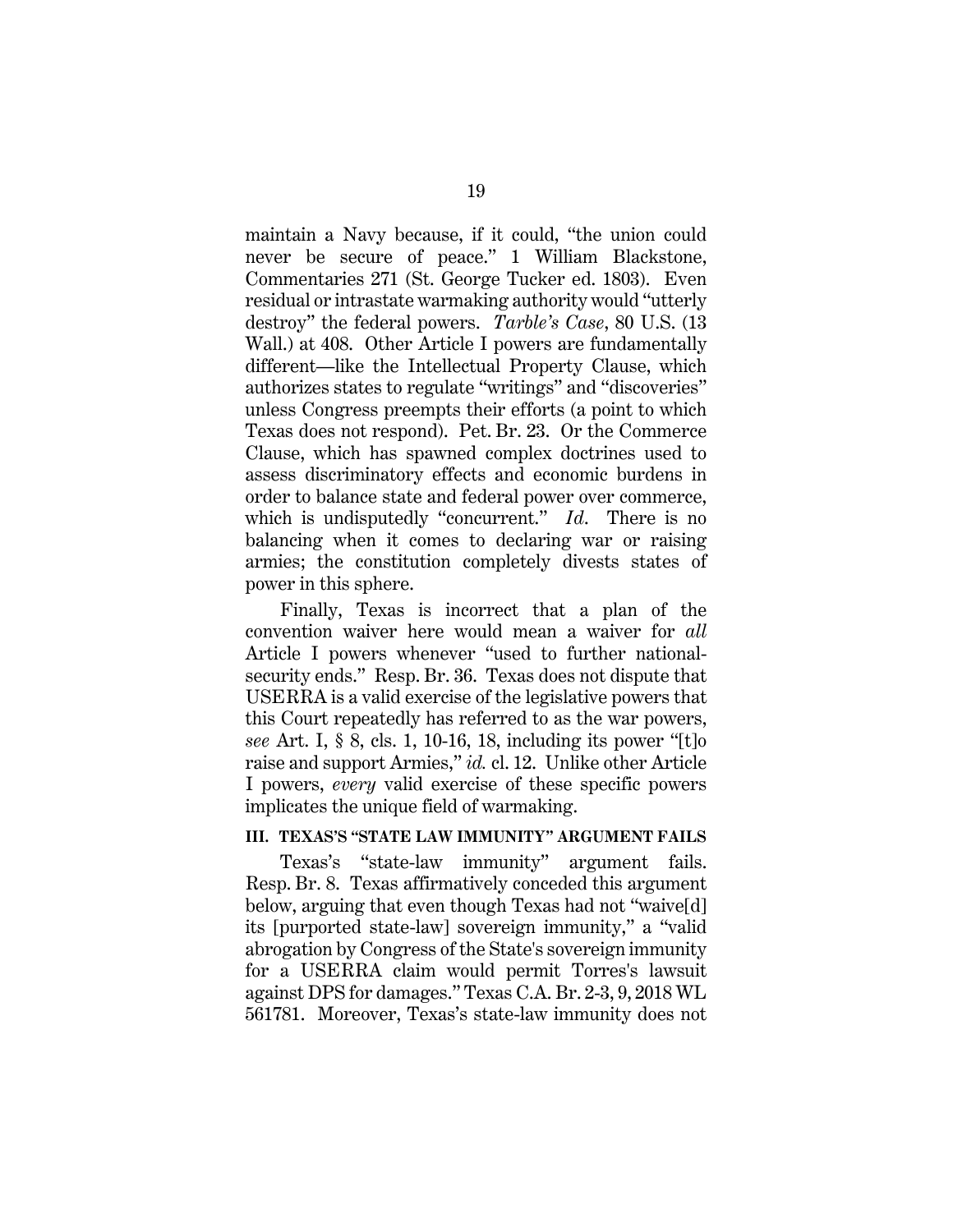maintain a Navy because, if it could, "the union could never be secure of peace." 1 William Blackstone, Commentaries 271 (St. George Tucker ed. 1803). Even residual or intrastate warmaking authority would "utterly destroy" the federal powers. *Tarble's Case*, 80 U.S. (13 Wall.) at 408. Other Article I powers are fundamentally different—like the Intellectual Property Clause, which authorizes states to regulate "writings" and "discoveries" unless Congress preempts their efforts (a point to which Texas does not respond). Pet. Br. 23. Or the Commerce Clause, which has spawned complex doctrines used to assess discriminatory effects and economic burdens in order to balance state and federal power over commerce, which is undisputedly "concurrent." *Id*. There is no balancing when it comes to declaring war or raising armies; the constitution completely divests states of power in this sphere.

Finally, Texas is incorrect that a plan of the convention waiver here would mean a waiver for *all* Article I powers whenever "used to further national-security ends." Resp. Br. 36. Texas does not dispute that USERRA is a valid exercise of the legislative powers that this Court repeatedly has referred to as the war powers, *see* Art. I, § 8, cls. 1, 10-16, 18, including its power "[t]o raise and support Armies," *id.* cl. 12. Unlike other Article I powers, *every* valid exercise of these specific powers implicates the unique field of warmaking.

### III. TEXAS'S "STATE LAW IMMUNITY" ARGUMENT FAILS

Texas's "state-law immunity" argument fails. Resp. Br. 8. Texas affirmatively conceded this argument below, arguing that even though Texas had not "waive[d] its [purported state-law] sovereign immunity," a "valid abrogation by Congress of the State's sovereign immunity for a USERRA claim would permit Torres's lawsuit against DPS for damages." Texas C.A. Br. 2-3, 9, 2018 WL 561781. Moreover, Texas's state-law immunity does not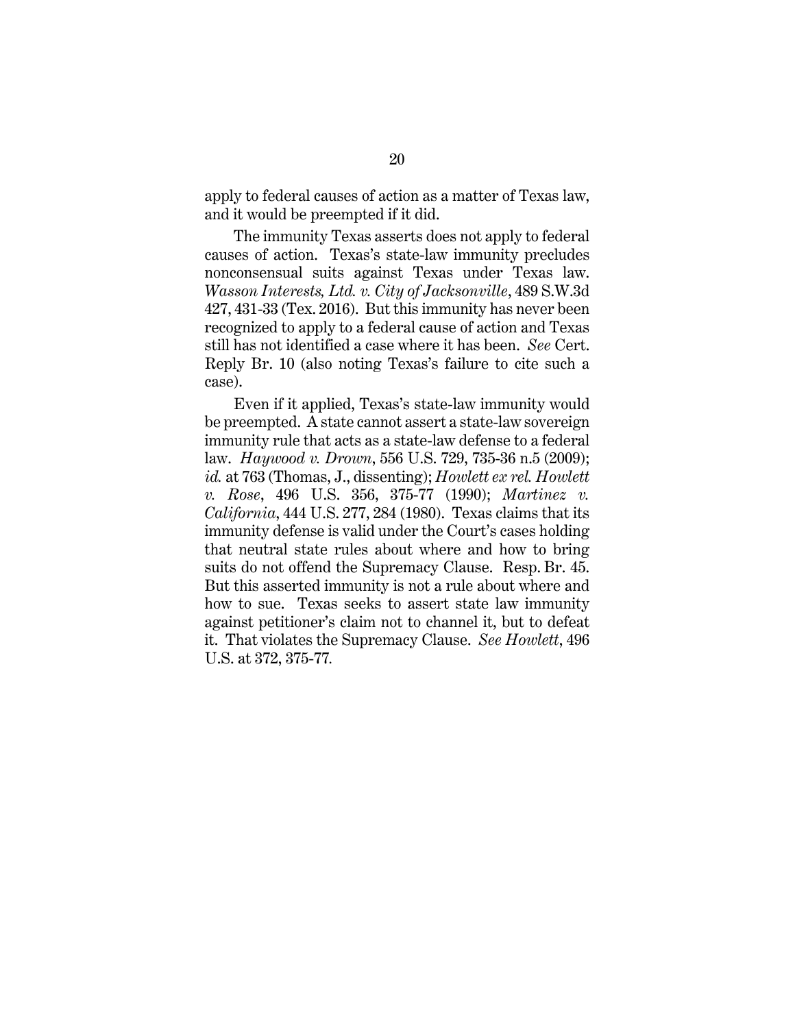apply to federal causes of action as a matter of Texas law, and it would be preempted if it did.

The immunity Texas asserts does not apply to federal causes of action. Texas's state-law immunity precludes nonconsensual suits against Texas under Texas law. *Wasson Interests, Ltd. v. City of Jacksonville*, 489 S.W.3d 427, 431-33 (Tex. 2016). But this immunity has never been recognized to apply to a federal cause of action and Texas still has not identified a case where it has been. *See* Cert. Reply Br. 10 (also noting Texas's failure to cite such a case).

Even if it applied, Texas's state-law immunity would be preempted. A state cannot assert a state-law sovereign immunity rule that acts as a state-law defense to a federal law. *Haywood v. Drown*, 556 U.S. 729, 735-36 n.5 (2009); *id.* at 763 (Thomas, J., dissenting); *Howlett ex rel. Howlett v. Rose*, 496 U.S. 356, 375-77 (1990); *Martinez v. California*, 444 U.S. 277, 284 (1980). Texas claims that its immunity defense is valid under the Court's cases holding that neutral state rules about where and how to bring suits do not offend the Supremacy Clause. Resp. Br. 45. But this asserted immunity is not a rule about where and how to sue. Texas seeks to assert state law immunity against petitioner's claim not to channel it, but to defeat it. That violates the Supremacy Clause. *See Howlett*, 496 U.S. at 372, 375-77.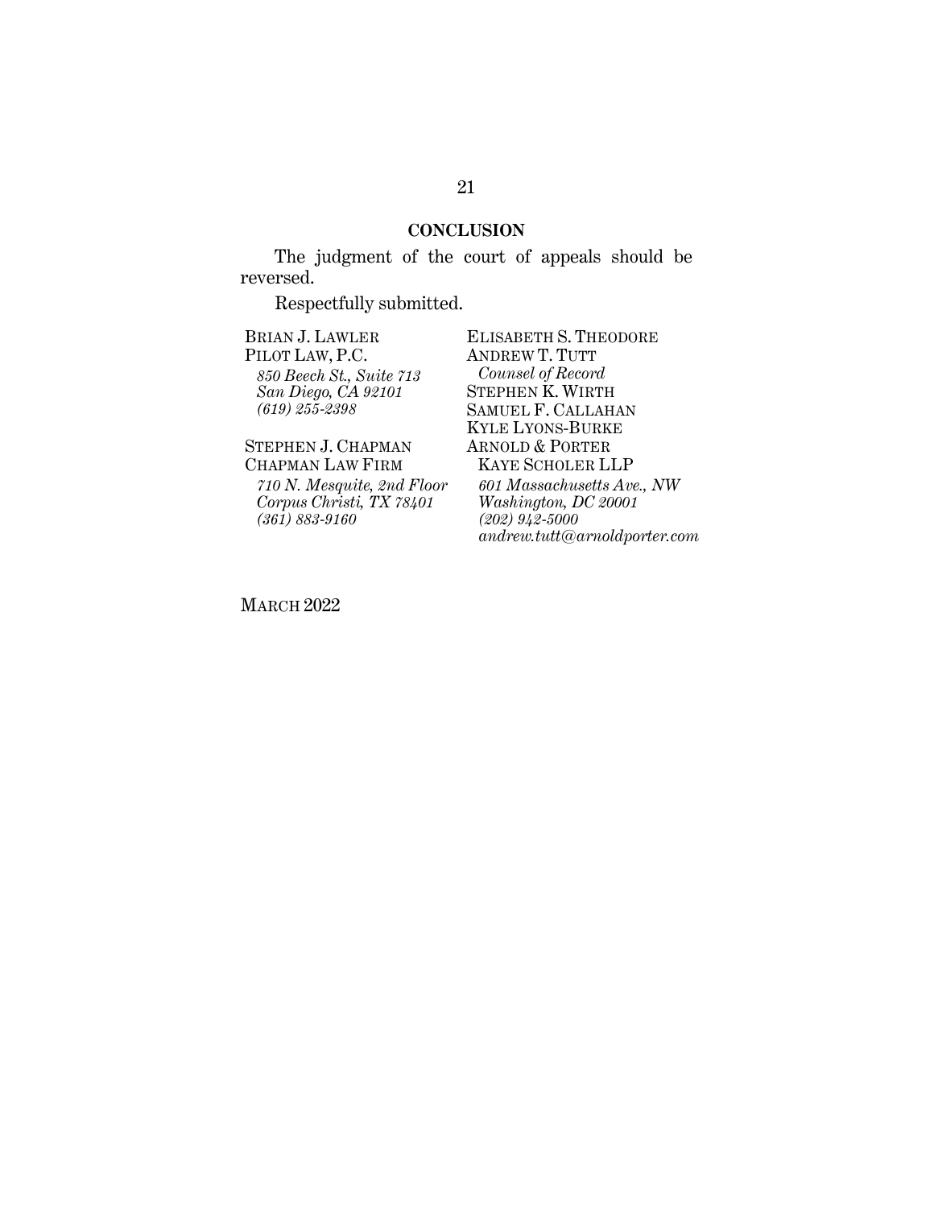## CONCLUSION

The judgment of the court of appeals should be reversed.

Respectfully submitted.

BRIAN J. LAWLER
PILOT LAW, P.C.
*850 Beech St., Suite 713*
*San Diego, CA 92101*
*(619) 255-2398*

STEPHEN J. CHAPMAN
CHAPMAN LAW FIRM
*710 N. Mesquite, 2nd Floor*
*Corpus Christi, TX 78401*
*(361) 883-9160*

ELISABETH S. THEODORE
ANDREW T. TUTT
*Counsel of Record*
STEPHEN K. WIRTH
SAMUEL F. CALLAHAN
KYLE LYONS-BURKE
ARNOLD & PORTER
KAYE SCHOLER LLP
*601 Massachusetts Ave., NW*
*Washington, DC 20001*
*(202) 942-5000*
*andrew.tutt@arnoldporter.com*

MARCH 2022